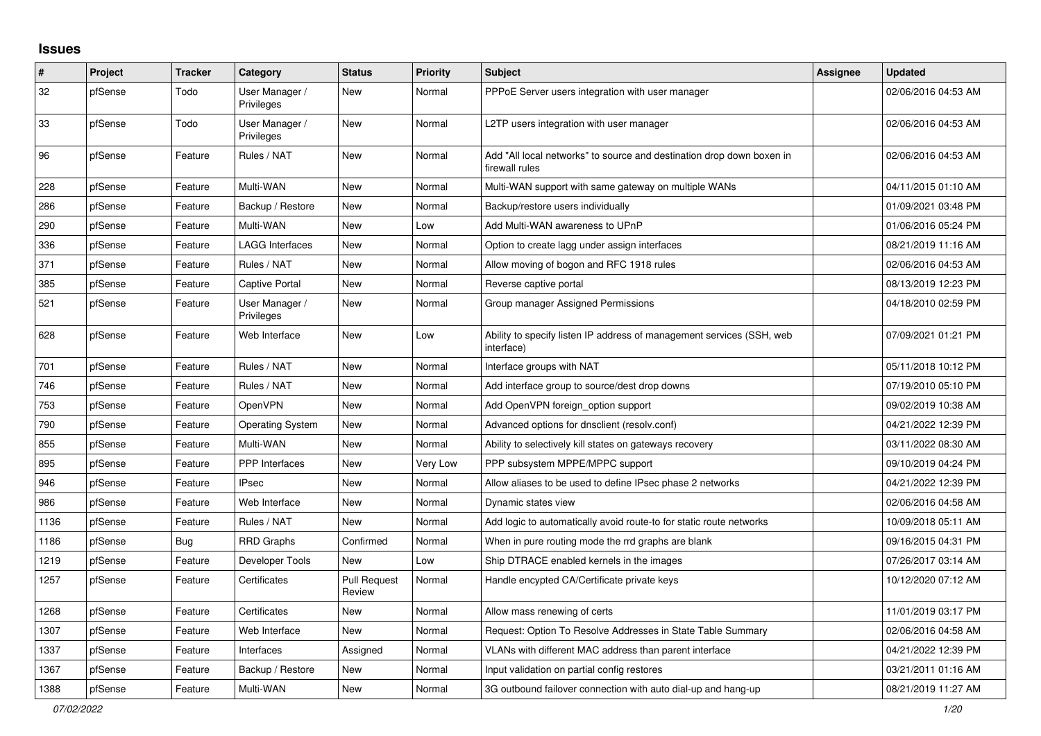# Issues

| # | Project | Tracker | Category | Status | Priority | Subject | Assignee | Updated |
|---|---|---|---|---|---|---|---|---|
| 32 | pfSense | Todo | User Manager / Privileges | New | Normal | PPPoE Server users integration with user manager | | 02/06/2016 04:53 AM |
| 33 | pfSense | Todo | User Manager / Privileges | New | Normal | L2TP users integration with user manager | | 02/06/2016 04:53 AM |
| 96 | pfSense | Feature | Rules / NAT | New | Normal | Add "All local networks" to source and destination drop down boxen in firewall rules | | 02/06/2016 04:53 AM |
| 228 | pfSense | Feature | Multi-WAN | New | Normal | Multi-WAN support with same gateway on multiple WANs | | 04/11/2015 01:10 AM |
| 286 | pfSense | Feature | Backup / Restore | New | Normal | Backup/restore users individually | | 01/09/2021 03:48 PM |
| 290 | pfSense | Feature | Multi-WAN | New | Low | Add Multi-WAN awareness to UPnP | | 01/06/2016 05:24 PM |
| 336 | pfSense | Feature | LAGG Interfaces | New | Normal | Option to create lagg under assign interfaces | | 08/21/2019 11:16 AM |
| 371 | pfSense | Feature | Rules / NAT | New | Normal | Allow moving of bogon and RFC 1918 rules | | 02/06/2016 04:53 AM |
| 385 | pfSense | Feature | Captive Portal | New | Normal | Reverse captive portal | | 08/13/2019 12:23 PM |
| 521 | pfSense | Feature | User Manager / Privileges | New | Normal | Group manager Assigned Permissions | | 04/18/2010 02:59 PM |
| 628 | pfSense | Feature | Web Interface | New | Low | Ability to specify listen IP address of management services (SSH, web interface) | | 07/09/2021 01:21 PM |
| 701 | pfSense | Feature | Rules / NAT | New | Normal | Interface groups with NAT | | 05/11/2018 10:12 PM |
| 746 | pfSense | Feature | Rules / NAT | New | Normal | Add interface group to source/dest drop downs | | 07/19/2010 05:10 PM |
| 753 | pfSense | Feature | OpenVPN | New | Normal | Add OpenVPN foreign_option support | | 09/02/2019 10:38 AM |
| 790 | pfSense | Feature | Operating System | New | Normal | Advanced options for dnsclient (resolv.conf) | | 04/21/2022 12:39 PM |
| 855 | pfSense | Feature | Multi-WAN | New | Normal | Ability to selectively kill states on gateways recovery | | 03/11/2022 08:30 AM |
| 895 | pfSense | Feature | PPP Interfaces | New | Very Low | PPP subsystem MPPE/MPPC support | | 09/10/2019 04:24 PM |
| 946 | pfSense | Feature | IPsec | New | Normal | Allow aliases to be used to define IPsec phase 2 networks | | 04/21/2022 12:39 PM |
| 986 | pfSense | Feature | Web Interface | New | Normal | Dynamic states view | | 02/06/2016 04:58 AM |
| 1136 | pfSense | Feature | Rules / NAT | New | Normal | Add logic to automatically avoid route-to for static route networks | | 10/09/2018 05:11 AM |
| 1186 | pfSense | Bug | RRD Graphs | Confirmed | Normal | When in pure routing mode the rrd graphs are blank | | 09/16/2015 04:31 PM |
| 1219 | pfSense | Feature | Developer Tools | New | Low | Ship DTRACE enabled kernels in the images | | 07/26/2017 03:14 AM |
| 1257 | pfSense | Feature | Certificates | Pull Request Review | Normal | Handle encypted CA/Certificate private keys | | 10/12/2020 07:12 AM |
| 1268 | pfSense | Feature | Certificates | New | Normal | Allow mass renewing of certs | | 11/01/2019 03:17 PM |
| 1307 | pfSense | Feature | Web Interface | New | Normal | Request: Option To Resolve Addresses in State Table Summary | | 02/06/2016 04:58 AM |
| 1337 | pfSense | Feature | Interfaces | Assigned | Normal | VLANs with different MAC address than parent interface | | 04/21/2022 12:39 PM |
| 1367 | pfSense | Feature | Backup / Restore | New | Normal | Input validation on partial config restores | | 03/21/2011 01:16 AM |
| 1388 | pfSense | Feature | Multi-WAN | New | Normal | 3G outbound failover connection with auto dial-up and hang-up | | 08/21/2019 11:27 AM |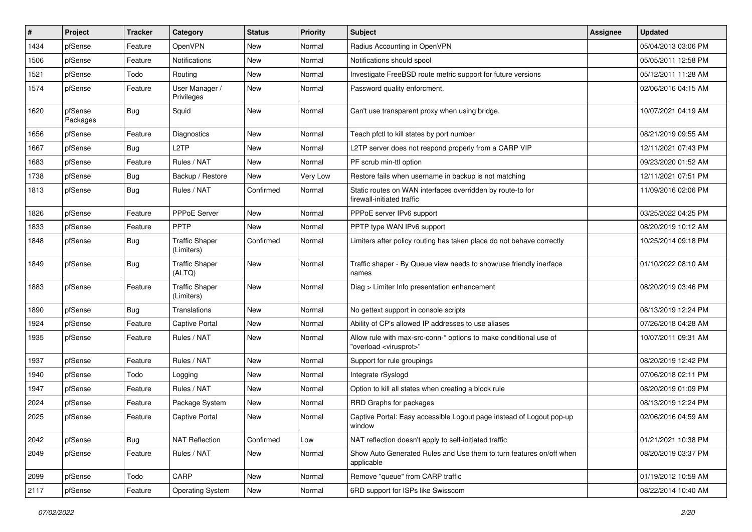| # | Project | Tracker | Category | Status | Priority | Subject | Assignee | Updated |
| --- | --- | --- | --- | --- | --- | --- | --- | --- |
| 1434 | pfSense | Feature | OpenVPN | New | Normal | Radius Accounting in OpenVPN | | 05/04/2013 03:06 PM |
| 1506 | pfSense | Feature | Notifications | New | Normal | Notifications should spool | | 05/05/2011 12:58 PM |
| 1521 | pfSense | Todo | Routing | New | Normal | Investigate FreeBSD route metric support for future versions | | 05/12/2011 11:28 AM |
| 1574 | pfSense | Feature | User Manager / Privileges | New | Normal | Password quality enforcment. | | 02/06/2016 04:15 AM |
| 1620 | pfSense Packages | Bug | Squid | New | Normal | Can't use transparent proxy when using bridge. | | 10/07/2021 04:19 AM |
| 1656 | pfSense | Feature | Diagnostics | New | Normal | Teach pfctl to kill states by port number | | 08/21/2019 09:55 AM |
| 1667 | pfSense | Bug | L2TP | New | Normal | L2TP server does not respond properly from a CARP VIP | | 12/11/2021 07:43 PM |
| 1683 | pfSense | Feature | Rules / NAT | New | Normal | PF scrub min-ttl option | | 09/23/2020 01:52 AM |
| 1738 | pfSense | Bug | Backup / Restore | New | Very Low | Restore fails when username in backup is not matching | | 12/11/2021 07:51 PM |
| 1813 | pfSense | Bug | Rules / NAT | Confirmed | Normal | Static routes on WAN interfaces overridden by route-to for firewall-initiated traffic | | 11/09/2016 02:06 PM |
| 1826 | pfSense | Feature | PPPoE Server | New | Normal | PPPoE server IPv6 support | | 03/25/2022 04:25 PM |
| 1833 | pfSense | Feature | PPTP | New | Normal | PPTP type WAN IPv6 support | | 08/20/2019 10:12 AM |
| 1848 | pfSense | Bug | Traffic Shaper (Limiters) | Confirmed | Normal | Limiters after policy routing has taken place do not behave correctly | | 10/25/2014 09:18 PM |
| 1849 | pfSense | Bug | Traffic Shaper (ALTQ) | New | Normal | Traffic shaper - By Queue view needs to show/use friendly inerface names | | 01/10/2022 08:10 AM |
| 1883 | pfSense | Feature | Traffic Shaper (Limiters) | New | Normal | Diag > Limiter Info presentation enhancement | | 08/20/2019 03:46 PM |
| 1890 | pfSense | Bug | Translations | New | Normal | No gettext support in console scripts | | 08/13/2019 12:24 PM |
| 1924 | pfSense | Feature | Captive Portal | New | Normal | Ability of CP's allowed IP addresses to use aliases | | 07/26/2018 04:28 AM |
| 1935 | pfSense | Feature | Rules / NAT | New | Normal | Allow rule with max-src-conn-* options to make conditional use of "overload <virusprot>" | | 10/07/2011 09:31 AM |
| 1937 | pfSense | Feature | Rules / NAT | New | Normal | Support for rule groupings | | 08/20/2019 12:42 PM |
| 1940 | pfSense | Todo | Logging | New | Normal | Integrate rSyslogd | | 07/06/2018 02:11 PM |
| 1947 | pfSense | Feature | Rules / NAT | New | Normal | Option to kill all states when creating a block rule | | 08/20/2019 01:09 PM |
| 2024 | pfSense | Feature | Package System | New | Normal | RRD Graphs for packages | | 08/13/2019 12:24 PM |
| 2025 | pfSense | Feature | Captive Portal | New | Normal | Captive Portal: Easy accessible Logout page instead of Logout pop-up window | | 02/06/2016 04:59 AM |
| 2042 | pfSense | Bug | NAT Reflection | Confirmed | Low | NAT reflection doesn't apply to self-initiated traffic | | 01/21/2021 10:38 PM |
| 2049 | pfSense | Feature | Rules / NAT | New | Normal | Show Auto Generated Rules and Use them to turn features on/off when applicable | | 08/20/2019 03:37 PM |
| 2099 | pfSense | Todo | CARP | New | Normal | Remove "queue" from CARP traffic | | 01/19/2012 10:59 AM |
| 2117 | pfSense | Feature | Operating System | New | Normal | 6RD support for ISPs like Swisscom | | 08/22/2014 10:40 AM |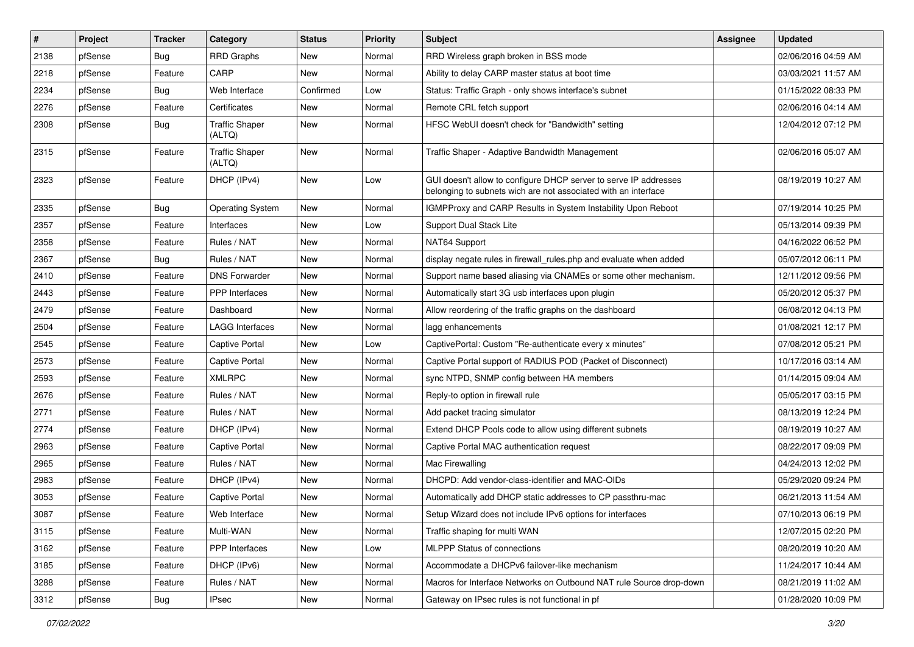| # | Project | Tracker | Category | Status | Priority | Subject | Assignee | Updated |
|---|---|---|---|---|---|---|---|---|
| 2138 | pfSense | Bug | RRD Graphs | New | Normal | RRD Wireless graph broken in BSS mode | | 02/06/2016 04:59 AM |
| 2218 | pfSense | Feature | CARP | New | Normal | Ability to delay CARP master status at boot time | | 03/03/2021 11:57 AM |
| 2234 | pfSense | Bug | Web Interface | Confirmed | Low | Status: Traffic Graph - only shows interface's subnet | | 01/15/2022 08:33 PM |
| 2276 | pfSense | Feature | Certificates | New | Normal | Remote CRL fetch support | | 02/06/2016 04:14 AM |
| 2308 | pfSense | Bug | Traffic Shaper (ALTQ) | New | Normal | HFSC WebUI doesn't check for "Bandwidth" setting | | 12/04/2012 07:12 PM |
| 2315 | pfSense | Feature | Traffic Shaper (ALTQ) | New | Normal | Traffic Shaper - Adaptive Bandwidth Management | | 02/06/2016 05:07 AM |
| 2323 | pfSense | Feature | DHCP (IPv4) | New | Low | GUI doesn't allow to configure DHCP server to serve IP addresses belonging to subnets wich are not associated with an interface | | 08/19/2019 10:27 AM |
| 2335 | pfSense | Bug | Operating System | New | Normal | IGMPProxy and CARP Results in System Instability Upon Reboot | | 07/19/2014 10:25 PM |
| 2357 | pfSense | Feature | Interfaces | New | Low | Support Dual Stack Lite | | 05/13/2014 09:39 PM |
| 2358 | pfSense | Feature | Rules / NAT | New | Normal | NAT64 Support | | 04/16/2022 06:52 PM |
| 2367 | pfSense | Bug | Rules / NAT | New | Normal | display negate rules in firewall_rules.php and evaluate when added | | 05/07/2012 06:11 PM |
| 2410 | pfSense | Feature | DNS Forwarder | New | Normal | Support name based aliasing via CNAMEs or some other mechanism. | | 12/11/2012 09:56 PM |
| 2443 | pfSense | Feature | PPP Interfaces | New | Normal | Automatically start 3G usb interfaces upon plugin | | 05/20/2012 05:37 PM |
| 2479 | pfSense | Feature | Dashboard | New | Normal | Allow reordering of the traffic graphs on the dashboard | | 06/08/2012 04:13 PM |
| 2504 | pfSense | Feature | LAGG Interfaces | New | Normal | lagg enhancements | | 01/08/2021 12:17 PM |
| 2545 | pfSense | Feature | Captive Portal | New | Low | CaptivePortal: Custom "Re-authenticate every x minutes" | | 07/08/2012 05:21 PM |
| 2573 | pfSense | Feature | Captive Portal | New | Normal | Captive Portal support of RADIUS POD (Packet of Disconnect) | | 10/17/2016 03:14 AM |
| 2593 | pfSense | Feature | XMLRPC | New | Normal | sync NTPD, SNMP config between HA members | | 01/14/2015 09:04 AM |
| 2676 | pfSense | Feature | Rules / NAT | New | Normal | Reply-to option in firewall rule | | 05/05/2017 03:15 PM |
| 2771 | pfSense | Feature | Rules / NAT | New | Normal | Add packet tracing simulator | | 08/13/2019 12:24 PM |
| 2774 | pfSense | Feature | DHCP (IPv4) | New | Normal | Extend DHCP Pools code to allow using different subnets | | 08/19/2019 10:27 AM |
| 2963 | pfSense | Feature | Captive Portal | New | Normal | Captive Portal MAC authentication request | | 08/22/2017 09:09 PM |
| 2965 | pfSense | Feature | Rules / NAT | New | Normal | Mac Firewalling | | 04/24/2013 12:02 PM |
| 2983 | pfSense | Feature | DHCP (IPv4) | New | Normal | DHCPD: Add vendor-class-identifier and MAC-OIDs | | 05/29/2020 09:24 PM |
| 3053 | pfSense | Feature | Captive Portal | New | Normal | Automatically add DHCP static addresses to CP passthru-mac | | 06/21/2013 11:54 AM |
| 3087 | pfSense | Feature | Web Interface | New | Normal | Setup Wizard does not include IPv6 options for interfaces | | 07/10/2013 06:19 PM |
| 3115 | pfSense | Feature | Multi-WAN | New | Normal | Traffic shaping for multi WAN | | 12/07/2015 02:20 PM |
| 3162 | pfSense | Feature | PPP Interfaces | New | Low | MLPPP Status of connections | | 08/20/2019 10:20 AM |
| 3185 | pfSense | Feature | DHCP (IPv6) | New | Normal | Accommodate a DHCPv6 failover-like mechanism | | 11/24/2017 10:44 AM |
| 3288 | pfSense | Feature | Rules / NAT | New | Normal | Macros for Interface Networks on Outbound NAT rule Source drop-down | | 08/21/2019 11:02 AM |
| 3312 | pfSense | Bug | IPsec | New | Normal | Gateway on IPsec rules is not functional in pf | | 01/28/2020 10:09 PM |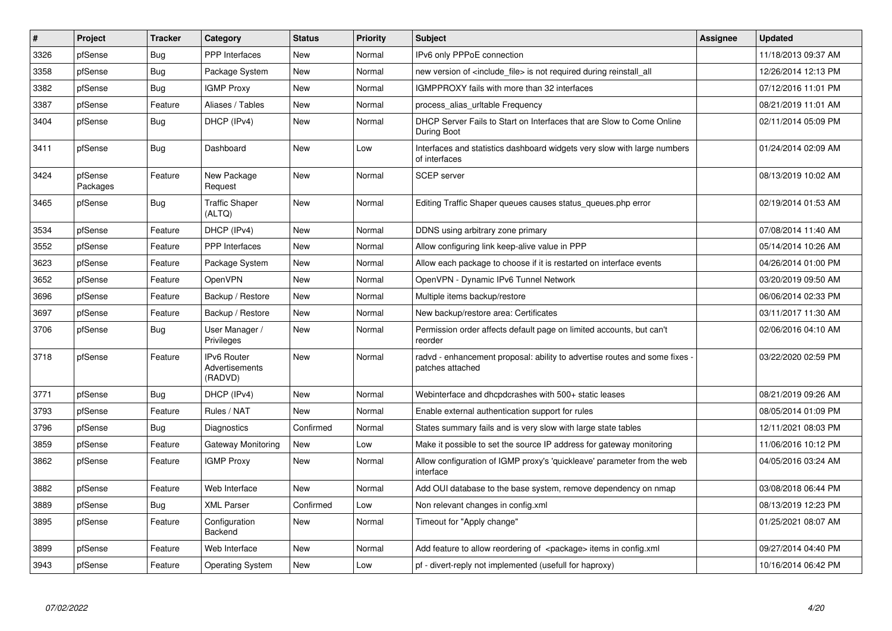| # | Project | Tracker | Category | Status | Priority | Subject | Assignee | Updated |
|---|---|---|---|---|---|---|---|---|
| 3326 | pfSense | Bug | PPP Interfaces | New | Normal | IPv6 only PPPoE connection | | 11/18/2013 09:37 AM |
| 3358 | pfSense | Bug | Package System | New | Normal | new version of <include_file> is not required during reinstall_all | | 12/26/2014 12:13 PM |
| 3382 | pfSense | Bug | IGMP Proxy | New | Normal | IGMPPROXY fails with more than 32 interfaces | | 07/12/2016 11:01 PM |
| 3387 | pfSense | Feature | Aliases / Tables | New | Normal | process_alias_urltable Frequency | | 08/21/2019 11:01 AM |
| 3404 | pfSense | Bug | DHCP (IPv4) | New | Normal | DHCP Server Fails to Start on Interfaces that are Slow to Come Online During Boot | | 02/11/2014 05:09 PM |
| 3411 | pfSense | Bug | Dashboard | New | Low | Interfaces and statistics dashboard widgets very slow with large numbers of interfaces | | 01/24/2014 02:09 AM |
| 3424 | pfSense Packages | Feature | New Package Request | New | Normal | SCEP server | | 08/13/2019 10:02 AM |
| 3465 | pfSense | Bug | Traffic Shaper (ALTQ) | New | Normal | Editing Traffic Shaper queues causes status_queues.php error | | 02/19/2014 01:53 AM |
| 3534 | pfSense | Feature | DHCP (IPv4) | New | Normal | DDNS using arbitrary zone primary | | 07/08/2014 11:40 AM |
| 3552 | pfSense | Feature | PPP Interfaces | New | Normal | Allow configuring link keep-alive value in PPP | | 05/14/2014 10:26 AM |
| 3623 | pfSense | Feature | Package System | New | Normal | Allow each package to choose if it is restarted on interface events | | 04/26/2014 01:00 PM |
| 3652 | pfSense | Feature | OpenVPN | New | Normal | OpenVPN - Dynamic IPv6 Tunnel Network | | 03/20/2019 09:50 AM |
| 3696 | pfSense | Feature | Backup / Restore | New | Normal | Multiple items backup/restore | | 06/06/2014 02:33 PM |
| 3697 | pfSense | Feature | Backup / Restore | New | Normal | New backup/restore area: Certificates | | 03/11/2017 11:30 AM |
| 3706 | pfSense | Bug | User Manager / Privileges | New | Normal | Permission order affects default page on limited accounts, but can't reorder | | 02/06/2016 04:10 AM |
| 3718 | pfSense | Feature | IPv6 Router Advertisements (RADVD) | New | Normal | radvd - enhancement proposal: ability to advertise routes and some fixes - patches attached | | 03/22/2020 02:59 PM |
| 3771 | pfSense | Bug | DHCP (IPv4) | New | Normal | Webinterface and dhcpdcrashes with 500+ static leases | | 08/21/2019 09:26 AM |
| 3793 | pfSense | Feature | Rules / NAT | New | Normal | Enable external authentication support for rules | | 08/05/2014 01:09 PM |
| 3796 | pfSense | Bug | Diagnostics | Confirmed | Normal | States summary fails and is very slow with large state tables | | 12/11/2021 08:03 PM |
| 3859 | pfSense | Feature | Gateway Monitoring | New | Low | Make it possible to set the source IP address for gateway monitoring | | 11/06/2016 10:12 PM |
| 3862 | pfSense | Feature | IGMP Proxy | New | Normal | Allow configuration of IGMP proxy's 'quickleave' parameter from the web interface | | 04/05/2016 03:24 AM |
| 3882 | pfSense | Feature | Web Interface | New | Normal | Add OUI database to the base system, remove dependency on nmap | | 03/08/2018 06:44 PM |
| 3889 | pfSense | Bug | XML Parser | Confirmed | Low | Non relevant changes in config.xml | | 08/13/2019 12:23 PM |
| 3895 | pfSense | Feature | Configuration Backend | New | Normal | Timeout for "Apply change" | | 01/25/2021 08:07 AM |
| 3899 | pfSense | Feature | Web Interface | New | Normal | Add feature to allow reordering of <package> items in config.xml | | 09/27/2014 04:40 PM |
| 3943 | pfSense | Feature | Operating System | New | Low | pf - divert-reply not implemented (usefull for haproxy) | | 10/16/2014 06:42 PM |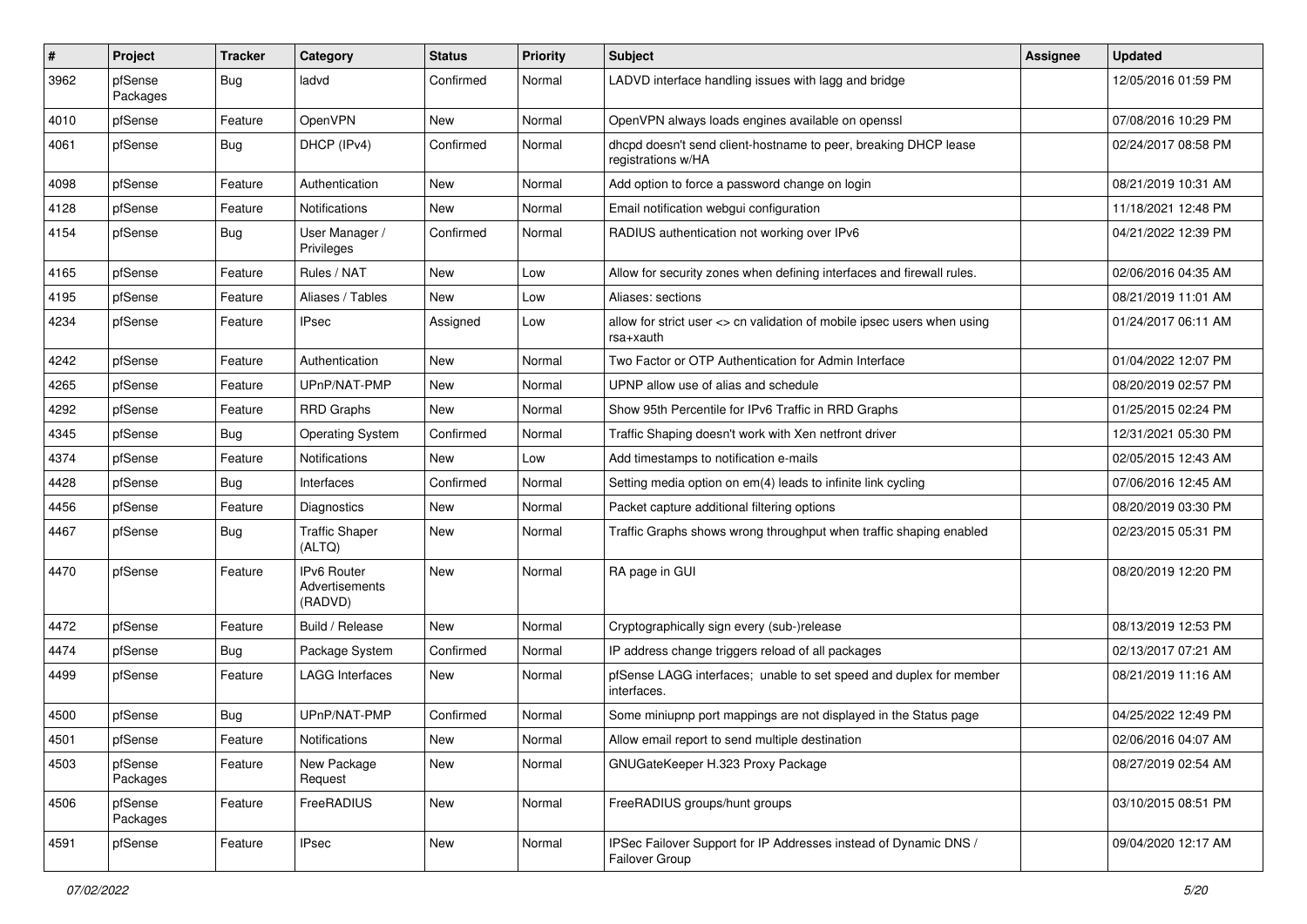| # | Project | Tracker | Category | Status | Priority | Subject | Assignee | Updated |
|---|---|---|---|---|---|---|---|---|
| 3962 | pfSense Packages | Bug | ladvd | Confirmed | Normal | LADVD interface handling issues with lagg and bridge | | 12/05/2016 01:59 PM |
| 4010 | pfSense | Feature | OpenVPN | New | Normal | OpenVPN always loads engines available on openssl | | 07/08/2016 10:29 PM |
| 4061 | pfSense | Bug | DHCP (IPv4) | Confirmed | Normal | dhcpd doesn't send client-hostname to peer, breaking DHCP lease registrations w/HA | | 02/24/2017 08:58 PM |
| 4098 | pfSense | Feature | Authentication | New | Normal | Add option to force a password change on login | | 08/21/2019 10:31 AM |
| 4128 | pfSense | Feature | Notifications | New | Normal | Email notification webgui configuration | | 11/18/2021 12:48 PM |
| 4154 | pfSense | Bug | User Manager / Privileges | Confirmed | Normal | RADIUS authentication not working over IPv6 | | 04/21/2022 12:39 PM |
| 4165 | pfSense | Feature | Rules / NAT | New | Low | Allow for security zones when defining interfaces and firewall rules. | | 02/06/2016 04:35 AM |
| 4195 | pfSense | Feature | Aliases / Tables | New | Low | Aliases: sections | | 08/21/2019 11:01 AM |
| 4234 | pfSense | Feature | IPsec | Assigned | Low | allow for strict user <> cn validation of mobile ipsec users when using rsa+xauth | | 01/24/2017 06:11 AM |
| 4242 | pfSense | Feature | Authentication | New | Normal | Two Factor or OTP Authentication for Admin Interface | | 01/04/2022 12:07 PM |
| 4265 | pfSense | Feature | UPnP/NAT-PMP | New | Normal | UPNP allow use of alias and schedule | | 08/20/2019 02:57 PM |
| 4292 | pfSense | Feature | RRD Graphs | New | Normal | Show 95th Percentile for IPv6 Traffic in RRD Graphs | | 01/25/2015 02:24 PM |
| 4345 | pfSense | Bug | Operating System | Confirmed | Normal | Traffic Shaping doesn't work with Xen netfront driver | | 12/31/2021 05:30 PM |
| 4374 | pfSense | Feature | Notifications | New | Low | Add timestamps to notification e-mails | | 02/05/2015 12:43 AM |
| 4428 | pfSense | Bug | Interfaces | Confirmed | Normal | Setting media option on em(4) leads to infinite link cycling | | 07/06/2016 12:45 AM |
| 4456 | pfSense | Feature | Diagnostics | New | Normal | Packet capture additional filtering options | | 08/20/2019 03:30 PM |
| 4467 | pfSense | Bug | Traffic Shaper (ALTQ) | New | Normal | Traffic Graphs shows wrong throughput when traffic shaping enabled | | 02/23/2015 05:31 PM |
| 4470 | pfSense | Feature | IPv6 Router Advertisements (RADVD) | New | Normal | RA page in GUI | | 08/20/2019 12:20 PM |
| 4472 | pfSense | Feature | Build / Release | New | Normal | Cryptographically sign every (sub-)release | | 08/13/2019 12:53 PM |
| 4474 | pfSense | Bug | Package System | Confirmed | Normal | IP address change triggers reload of all packages | | 02/13/2017 07:21 AM |
| 4499 | pfSense | Feature | LAGG Interfaces | New | Normal | pfSense LAGG interfaces; unable to set speed and duplex for member interfaces. | | 08/21/2019 11:16 AM |
| 4500 | pfSense | Bug | UPnP/NAT-PMP | Confirmed | Normal | Some miniupnp port mappings are not displayed in the Status page | | 04/25/2022 12:49 PM |
| 4501 | pfSense | Feature | Notifications | New | Normal | Allow email report to send multiple destination | | 02/06/2016 04:07 AM |
| 4503 | pfSense Packages | Feature | New Package Request | New | Normal | GNUGateKeeper H.323 Proxy Package | | 08/27/2019 02:54 AM |
| 4506 | pfSense Packages | Feature | FreeRADIUS | New | Normal | FreeRADIUS groups/hunt groups | | 03/10/2015 08:51 PM |
| 4591 | pfSense | Feature | IPsec | New | Normal | IPSec Failover Support for IP Addresses instead of Dynamic DNS / Failover Group | | 09/04/2020 12:17 AM |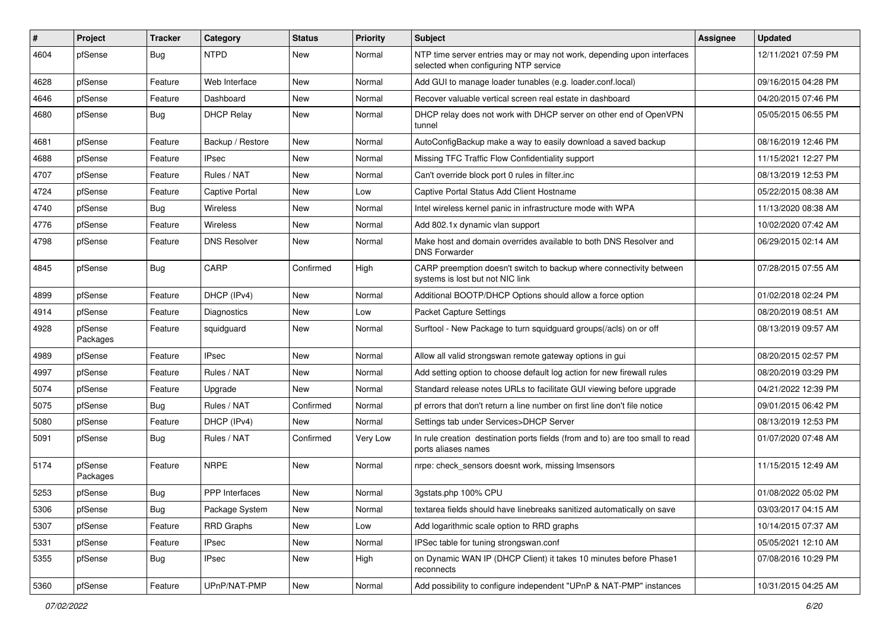| # | Project | Tracker | Category | Status | Priority | Subject | Assignee | Updated |
|---|---|---|---|---|---|---|---|---|
| 4604 | pfSense | Bug | NTPD | New | Normal | NTP time server entries may or may not work, depending upon interfaces selected when configuring NTP service | | 12/11/2021 07:59 PM |
| 4628 | pfSense | Feature | Web Interface | New | Normal | Add GUI to manage loader tunables (e.g. loader.conf.local) | | 09/16/2015 04:28 PM |
| 4646 | pfSense | Feature | Dashboard | New | Normal | Recover valuable vertical screen real estate in dashboard | | 04/20/2015 07:46 PM |
| 4680 | pfSense | Bug | DHCP Relay | New | Normal | DHCP relay does not work with DHCP server on other end of OpenVPN tunnel | | 05/05/2015 06:55 PM |
| 4681 | pfSense | Feature | Backup / Restore | New | Normal | AutoConfigBackup make a way to easily download a saved backup | | 08/16/2019 12:46 PM |
| 4688 | pfSense | Feature | IPsec | New | Normal | Missing TFC Traffic Flow Confidentiality support | | 11/15/2021 12:27 PM |
| 4707 | pfSense | Feature | Rules / NAT | New | Normal | Can't override block port 0 rules in filter.inc | | 08/13/2019 12:53 PM |
| 4724 | pfSense | Feature | Captive Portal | New | Low | Captive Portal Status Add Client Hostname | | 05/22/2015 08:38 AM |
| 4740 | pfSense | Bug | Wireless | New | Normal | Intel wireless kernel panic in infrastructure mode with WPA | | 11/13/2020 08:38 AM |
| 4776 | pfSense | Feature | Wireless | New | Normal | Add 802.1x dynamic vlan support | | 10/02/2020 07:42 AM |
| 4798 | pfSense | Feature | DNS Resolver | New | Normal | Make host and domain overrides available to both DNS Resolver and DNS Forwarder | | 06/29/2015 02:14 AM |
| 4845 | pfSense | Bug | CARP | Confirmed | High | CARP preemption doesn't switch to backup where connectivity between systems is lost but not NIC link | | 07/28/2015 07:55 AM |
| 4899 | pfSense | Feature | DHCP (IPv4) | New | Normal | Additional BOOTP/DHCP Options should allow a force option | | 01/02/2018 02:24 PM |
| 4914 | pfSense | Feature | Diagnostics | New | Low | Packet Capture Settings | | 08/20/2019 08:51 AM |
| 4928 | pfSense Packages | Feature | squidguard | New | Normal | Surftool - New Package to turn squidguard groups(/acls) on or off | | 08/13/2019 09:57 AM |
| 4989 | pfSense | Feature | IPsec | New | Normal | Allow all valid strongswan remote gateway options in gui | | 08/20/2015 02:57 PM |
| 4997 | pfSense | Feature | Rules / NAT | New | Normal | Add setting option to choose default log action for new firewall rules | | 08/20/2019 03:29 PM |
| 5074 | pfSense | Feature | Upgrade | New | Normal | Standard release notes URLs to facilitate GUI viewing before upgrade | | 04/21/2022 12:39 PM |
| 5075 | pfSense | Bug | Rules / NAT | Confirmed | Normal | pf errors that don't return a line number on first line don't file notice | | 09/01/2015 06:42 PM |
| 5080 | pfSense | Feature | DHCP (IPv4) | New | Normal | Settings tab under Services>DHCP Server | | 08/13/2019 12:53 PM |
| 5091 | pfSense | Bug | Rules / NAT | Confirmed | Very Low | In rule creation destination ports fields (from and to) are too small to read ports aliases names | | 01/07/2020 07:48 AM |
| 5174 | pfSense Packages | Feature | NRPE | New | Normal | nrpe: check_sensors doesnt work, missing lmsensors | | 11/15/2015 12:49 AM |
| 5253 | pfSense | Bug | PPP Interfaces | New | Normal | 3gstats.php 100% CPU | | 01/08/2022 05:02 PM |
| 5306 | pfSense | Bug | Package System | New | Normal | textarea fields should have linebreaks sanitized automatically on save | | 03/03/2017 04:15 AM |
| 5307 | pfSense | Feature | RRD Graphs | New | Low | Add logarithmic scale option to RRD graphs | | 10/14/2015 07:37 AM |
| 5331 | pfSense | Feature | IPsec | New | Normal | IPSec table for tuning strongswan.conf | | 05/05/2021 12:10 AM |
| 5355 | pfSense | Bug | IPsec | New | High | on Dynamic WAN IP (DHCP Client) it takes 10 minutes before Phase1 reconnects | | 07/08/2016 10:29 PM |
| 5360 | pfSense | Feature | UPnP/NAT-PMP | New | Normal | Add possibility to configure independent "UPnP & NAT-PMP" instances | | 10/31/2015 04:25 AM |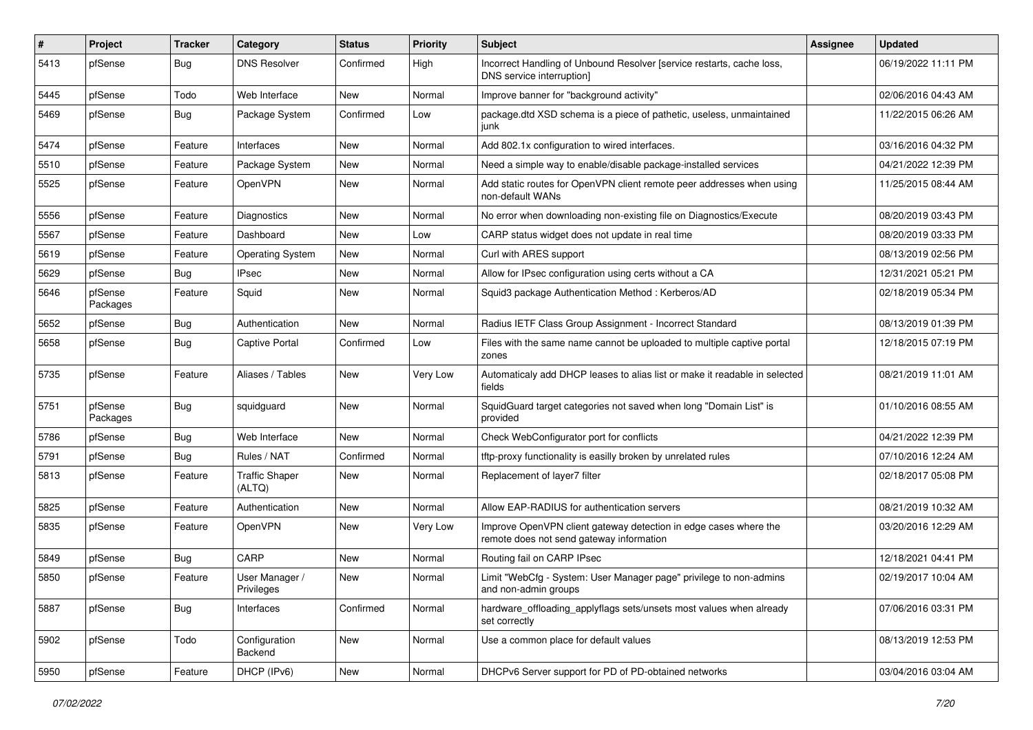| # | Project | Tracker | Category | Status | Priority | Subject | Assignee | Updated |
|---|---|---|---|---|---|---|---|---|
| 5413 | pfSense | Bug | DNS Resolver | Confirmed | High | Incorrect Handling of Unbound Resolver [service restarts, cache loss, DNS service interruption] | | 06/19/2022 11:11 PM |
| 5445 | pfSense | Todo | Web Interface | New | Normal | Improve banner for "background activity" | | 02/06/2016 04:43 AM |
| 5469 | pfSense | Bug | Package System | Confirmed | Low | package.dtd XSD schema is a piece of pathetic, useless, unmaintained junk | | 11/22/2015 06:26 AM |
| 5474 | pfSense | Feature | Interfaces | New | Normal | Add 802.1x configuration to wired interfaces. | | 03/16/2016 04:32 PM |
| 5510 | pfSense | Feature | Package System | New | Normal | Need a simple way to enable/disable package-installed services | | 04/21/2022 12:39 PM |
| 5525 | pfSense | Feature | OpenVPN | New | Normal | Add static routes for OpenVPN client remote peer addresses when using non-default WANs | | 11/25/2015 08:44 AM |
| 5556 | pfSense | Feature | Diagnostics | New | Normal | No error when downloading non-existing file on Diagnostics/Execute | | 08/20/2019 03:43 PM |
| 5567 | pfSense | Feature | Dashboard | New | Low | CARP status widget does not update in real time | | 08/20/2019 03:33 PM |
| 5619 | pfSense | Feature | Operating System | New | Normal | Curl with ARES support | | 08/13/2019 02:56 PM |
| 5629 | pfSense | Bug | IPsec | New | Normal | Allow for IPsec configuration using certs without a CA | | 12/31/2021 05:21 PM |
| 5646 | pfSense Packages | Feature | Squid | New | Normal | Squid3 package Authentication Method : Kerberos/AD | | 02/18/2019 05:34 PM |
| 5652 | pfSense | Bug | Authentication | New | Normal | Radius IETF Class Group Assignment - Incorrect Standard | | 08/13/2019 01:39 PM |
| 5658 | pfSense | Bug | Captive Portal | Confirmed | Low | Files with the same name cannot be uploaded to multiple captive portal zones | | 12/18/2015 07:19 PM |
| 5735 | pfSense | Feature | Aliases / Tables | New | Very Low | Automaticaly add DHCP leases to alias list or make it readable in selected fields | | 08/21/2019 11:01 AM |
| 5751 | pfSense Packages | Bug | squidguard | New | Normal | SquidGuard target categories not saved when long "Domain List" is provided | | 01/10/2016 08:55 AM |
| 5786 | pfSense | Bug | Web Interface | New | Normal | Check WebConfigurator port for conflicts | | 04/21/2022 12:39 PM |
| 5791 | pfSense | Bug | Rules / NAT | Confirmed | Normal | tftp-proxy functionality is easilly broken by unrelated rules | | 07/10/2016 12:24 AM |
| 5813 | pfSense | Feature | Traffic Shaper (ALTQ) | New | Normal | Replacement of layer7 filter | | 02/18/2017 05:08 PM |
| 5825 | pfSense | Feature | Authentication | New | Normal | Allow EAP-RADIUS for authentication servers | | 08/21/2019 10:32 AM |
| 5835 | pfSense | Feature | OpenVPN | New | Very Low | Improve OpenVPN client gateway detection in edge cases where the remote does not send gateway information | | 03/20/2016 12:29 AM |
| 5849 | pfSense | Bug | CARP | New | Normal | Routing fail on CARP IPsec | | 12/18/2021 04:41 PM |
| 5850 | pfSense | Feature | User Manager / Privileges | New | Normal | Limit "WebCfg - System: User Manager page" privilege to non-admins and non-admin groups | | 02/19/2017 10:04 AM |
| 5887 | pfSense | Bug | Interfaces | Confirmed | Normal | hardware_offloading_applyflags sets/unsets most values when already set correctly | | 07/06/2016 03:31 PM |
| 5902 | pfSense | Todo | Configuration Backend | New | Normal | Use a common place for default values | | 08/13/2019 12:53 PM |
| 5950 | pfSense | Feature | DHCP (IPv6) | New | Normal | DHCPv6 Server support for PD of PD-obtained networks | | 03/04/2016 03:04 AM |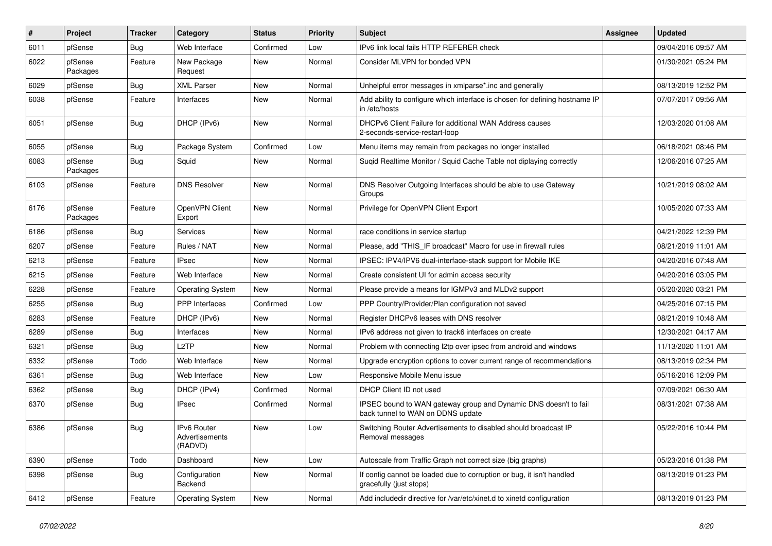| # | Project | Tracker | Category | Status | Priority | Subject | Assignee | Updated |
|---|---|---|---|---|---|---|---|---|
| 6011 | pfSense | Bug | Web Interface | Confirmed | Low | IPv6 link local fails HTTP REFERER check | | 09/04/2016 09:57 AM |
| 6022 | pfSense Packages | Feature | New Package Request | New | Normal | Consider MLVPN for bonded VPN | | 01/30/2021 05:24 PM |
| 6029 | pfSense | Bug | XML Parser | New | Normal | Unhelpful error messages in xmlparse*.inc and generally | | 08/13/2019 12:52 PM |
| 6038 | pfSense | Feature | Interfaces | New | Normal | Add ability to configure which interface is chosen for defining hostname IP in /etc/hosts | | 07/07/2017 09:56 AM |
| 6051 | pfSense | Bug | DHCP (IPv6) | New | Normal | DHCPv6 Client Failure for additional WAN Address causes 2-seconds-service-restart-loop | | 12/03/2020 01:08 AM |
| 6055 | pfSense | Bug | Package System | Confirmed | Low | Menu items may remain from packages no longer installed | | 06/18/2021 08:46 PM |
| 6083 | pfSense Packages | Bug | Squid | New | Normal | Suqid Realtime Monitor / Squid Cache Table not diplaying correctly | | 12/06/2016 07:25 AM |
| 6103 | pfSense | Feature | DNS Resolver | New | Normal | DNS Resolver Outgoing Interfaces should be able to use Gateway Groups | | 10/21/2019 08:02 AM |
| 6176 | pfSense Packages | Feature | OpenVPN Client Export | New | Normal | Privilege for OpenVPN Client Export | | 10/05/2020 07:33 AM |
| 6186 | pfSense | Bug | Services | New | Normal | race conditions in service startup | | 04/21/2022 12:39 PM |
| 6207 | pfSense | Feature | Rules / NAT | New | Normal | Please, add "THIS_IF broadcast" Macro for use in firewall rules | | 08/21/2019 11:01 AM |
| 6213 | pfSense | Feature | IPsec | New | Normal | IPSEC: IPV4/IPV6 dual-interface-stack support for Mobile IKE | | 04/20/2016 07:48 AM |
| 6215 | pfSense | Feature | Web Interface | New | Normal | Create consistent UI for admin access security | | 04/20/2016 03:05 PM |
| 6228 | pfSense | Feature | Operating System | New | Normal | Please provide a means for IGMPv3 and MLDv2 support | | 05/20/2020 03:21 PM |
| 6255 | pfSense | Bug | PPP Interfaces | Confirmed | Low | PPP Country/Provider/Plan configuration not saved | | 04/25/2016 07:15 PM |
| 6283 | pfSense | Feature | DHCP (IPv6) | New | Normal | Register DHCPv6 leases with DNS resolver | | 08/21/2019 10:48 AM |
| 6289 | pfSense | Bug | Interfaces | New | Normal | IPv6 address not given to track6 interfaces on create | | 12/30/2021 04:17 AM |
| 6321 | pfSense | Bug | L2TP | New | Normal | Problem with connecting l2tp over ipsec from android and windows | | 11/13/2020 11:01 AM |
| 6332 | pfSense | Todo | Web Interface | New | Normal | Upgrade encryption options to cover current range of recommendations | | 08/13/2019 02:34 PM |
| 6361 | pfSense | Bug | Web Interface | New | Low | Responsive Mobile Menu issue | | 05/16/2016 12:09 PM |
| 6362 | pfSense | Bug | DHCP (IPv4) | Confirmed | Normal | DHCP Client ID not used | | 07/09/2021 06:30 AM |
| 6370 | pfSense | Bug | IPsec | Confirmed | Normal | IPSEC bound to WAN gateway group and Dynamic DNS doesn't to fail back tunnel to WAN on DDNS update | | 08/31/2021 07:38 AM |
| 6386 | pfSense | Bug | IPv6 Router Advertisements (RADVD) | New | Low | Switching Router Advertisements to disabled should broadcast IP Removal messages | | 05/22/2016 10:44 PM |
| 6390 | pfSense | Todo | Dashboard | New | Low | Autoscale from Traffic Graph not correct size (big graphs) | | 05/23/2016 01:38 PM |
| 6398 | pfSense | Bug | Configuration Backend | New | Normal | If config cannot be loaded due to corruption or bug, it isn't handled gracefully (just stops) | | 08/13/2019 01:23 PM |
| 6412 | pfSense | Feature | Operating System | New | Normal | Add includedir directive for /var/etc/xinet.d to xinetd configuration | | 08/13/2019 01:23 PM |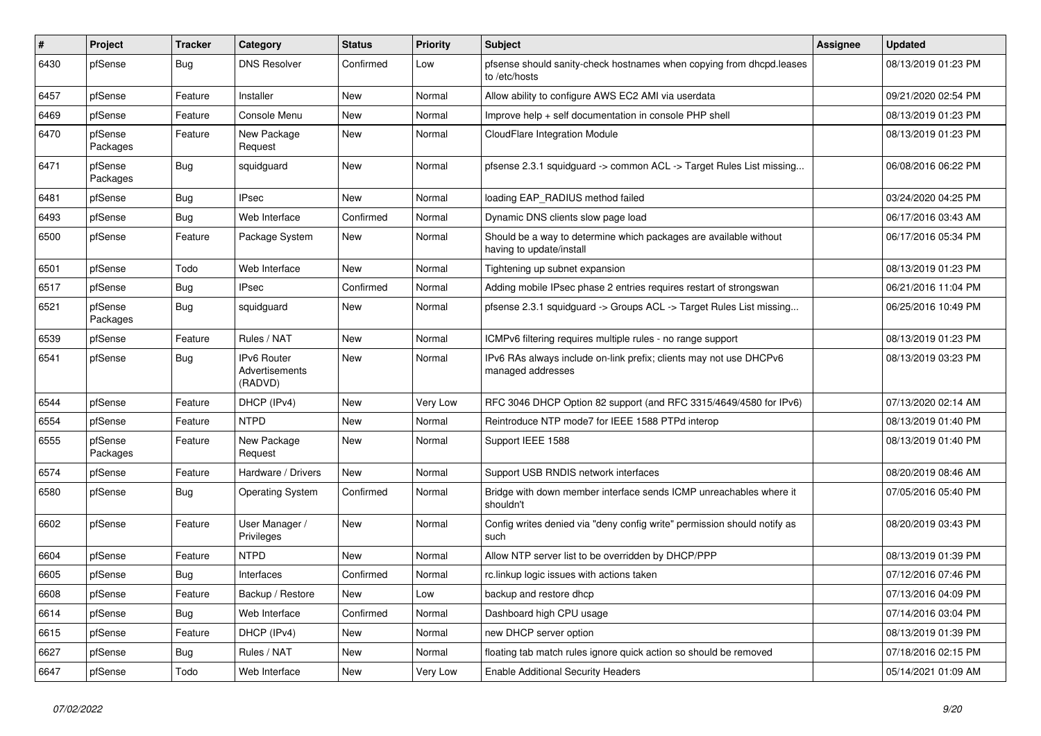| # | Project | Tracker | Category | Status | Priority | Subject | Assignee | Updated |
|---|---|---|---|---|---|---|---|---|
| 6430 | pfSense | Bug | DNS Resolver | Confirmed | Low | pfsense should sanity-check hostnames when copying from dhcpd.leases to /etc/hosts | | 08/13/2019 01:23 PM |
| 6457 | pfSense | Feature | Installer | New | Normal | Allow ability to configure AWS EC2 AMI via userdata | | 09/21/2020 02:54 PM |
| 6469 | pfSense | Feature | Console Menu | New | Normal | Improve help + self documentation in console PHP shell | | 08/13/2019 01:23 PM |
| 6470 | pfSense Packages | Feature | New Package Request | New | Normal | CloudFlare Integration Module | | 08/13/2019 01:23 PM |
| 6471 | pfSense Packages | Bug | squidguard | New | Normal | pfsense 2.3.1 squidguard -> common ACL -> Target Rules List missing... | | 06/08/2016 06:22 PM |
| 6481 | pfSense | Bug | IPsec | New | Normal | loading EAP_RADIUS method failed | | 03/24/2020 04:25 PM |
| 6493 | pfSense | Bug | Web Interface | Confirmed | Normal | Dynamic DNS clients slow page load | | 06/17/2016 03:43 AM |
| 6500 | pfSense | Feature | Package System | New | Normal | Should be a way to determine which packages are available without having to update/install | | 06/17/2016 05:34 PM |
| 6501 | pfSense | Todo | Web Interface | New | Normal | Tightening up subnet expansion | | 08/13/2019 01:23 PM |
| 6517 | pfSense | Bug | IPsec | Confirmed | Normal | Adding mobile IPsec phase 2 entries requires restart of strongswan | | 06/21/2016 11:04 PM |
| 6521 | pfSense Packages | Bug | squidguard | New | Normal | pfsense 2.3.1 squidguard -> Groups ACL -> Target Rules List missing... | | 06/25/2016 10:49 PM |
| 6539 | pfSense | Feature | Rules / NAT | New | Normal | ICMPv6 filtering requires multiple rules - no range support | | 08/13/2019 01:23 PM |
| 6541 | pfSense | Bug | IPv6 Router Advertisements (RADVD) | New | Normal | IPv6 RAs always include on-link prefix; clients may not use DHCPv6 managed addresses | | 08/13/2019 03:23 PM |
| 6544 | pfSense | Feature | DHCP (IPv4) | New | Very Low | RFC 3046 DHCP Option 82 support (and RFC 3315/4649/4580 for IPv6) | | 07/13/2020 02:14 AM |
| 6554 | pfSense | Feature | NTPD | New | Normal | Reintroduce NTP mode7 for IEEE 1588 PTPd interop | | 08/13/2019 01:40 PM |
| 6555 | pfSense Packages | Feature | New Package Request | New | Normal | Support IEEE 1588 | | 08/13/2019 01:40 PM |
| 6574 | pfSense | Feature | Hardware / Drivers | New | Normal | Support USB RNDIS network interfaces | | 08/20/2019 08:46 AM |
| 6580 | pfSense | Bug | Operating System | Confirmed | Normal | Bridge with down member interface sends ICMP unreachables where it shouldn't | | 07/05/2016 05:40 PM |
| 6602 | pfSense | Feature | User Manager / Privileges | New | Normal | Config writes denied via "deny config write" permission should notify as such | | 08/20/2019 03:43 PM |
| 6604 | pfSense | Feature | NTPD | New | Normal | Allow NTP server list to be overridden by DHCP/PPP | | 08/13/2019 01:39 PM |
| 6605 | pfSense | Bug | Interfaces | Confirmed | Normal | rc.linkup logic issues with actions taken | | 07/12/2016 07:46 PM |
| 6608 | pfSense | Feature | Backup / Restore | New | Low | backup and restore dhcp | | 07/13/2016 04:09 PM |
| 6614 | pfSense | Bug | Web Interface | Confirmed | Normal | Dashboard high CPU usage | | 07/14/2016 03:04 PM |
| 6615 | pfSense | Feature | DHCP (IPv4) | New | Normal | new DHCP server option | | 08/13/2019 01:39 PM |
| 6627 | pfSense | Bug | Rules / NAT | New | Normal | floating tab match rules ignore quick action so should be removed | | 07/18/2016 02:15 PM |
| 6647 | pfSense | Todo | Web Interface | New | Very Low | Enable Additional Security Headers | | 05/14/2021 01:09 AM |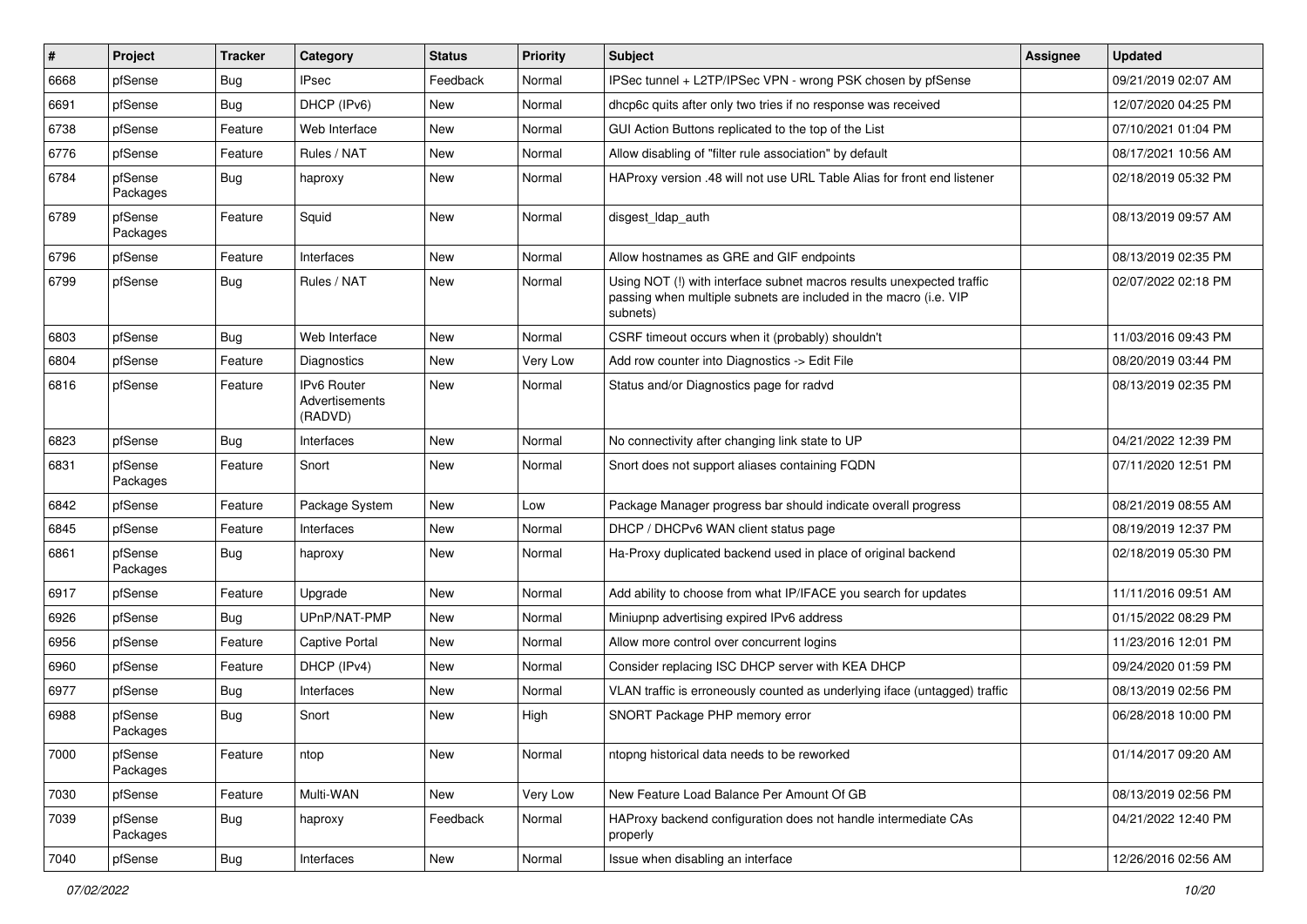| # | Project | Tracker | Category | Status | Priority | Subject | Assignee | Updated |
|---|---|---|---|---|---|---|---|---|
| 6668 | pfSense | Bug | IPsec | Feedback | Normal | IPSec tunnel + L2TP/IPSec VPN - wrong PSK chosen by pfSense | | 09/21/2019 02:07 AM |
| 6691 | pfSense | Bug | DHCP (IPv6) | New | Normal | dhcp6c quits after only two tries if no response was received | | 12/07/2020 04:25 PM |
| 6738 | pfSense | Feature | Web Interface | New | Normal | GUI Action Buttons replicated to the top of the List | | 07/10/2021 01:04 PM |
| 6776 | pfSense | Feature | Rules / NAT | New | Normal | Allow disabling of "filter rule association" by default | | 08/17/2021 10:56 AM |
| 6784 | pfSense Packages | Bug | haproxy | New | Normal | HAProxy version .48 will not use URL Table Alias for front end listener | | 02/18/2019 05:32 PM |
| 6789 | pfSense Packages | Feature | Squid | New | Normal | disgest_ldap_auth | | 08/13/2019 09:57 AM |
| 6796 | pfSense | Feature | Interfaces | New | Normal | Allow hostnames as GRE and GIF endpoints | | 08/13/2019 02:35 PM |
| 6799 | pfSense | Bug | Rules / NAT | New | Normal | Using NOT (!) with interface subnet macros results unexpected traffic passing when multiple subnets are included in the macro (i.e. VIP subnets) | | 02/07/2022 02:18 PM |
| 6803 | pfSense | Bug | Web Interface | New | Normal | CSRF timeout occurs when it (probably) shouldn't | | 11/03/2016 09:43 PM |
| 6804 | pfSense | Feature | Diagnostics | New | Very Low | Add row counter into Diagnostics -> Edit File | | 08/20/2019 03:44 PM |
| 6816 | pfSense | Feature | IPv6 Router Advertisements (RADVD) | New | Normal | Status and/or Diagnostics page for radvd | | 08/13/2019 02:35 PM |
| 6823 | pfSense | Bug | Interfaces | New | Normal | No connectivity after changing link state to UP | | 04/21/2022 12:39 PM |
| 6831 | pfSense Packages | Feature | Snort | New | Normal | Snort does not support aliases containing FQDN | | 07/11/2020 12:51 PM |
| 6842 | pfSense | Feature | Package System | New | Low | Package Manager progress bar should indicate overall progress | | 08/21/2019 08:55 AM |
| 6845 | pfSense | Feature | Interfaces | New | Normal | DHCP / DHCPv6 WAN client status page | | 08/19/2019 12:37 PM |
| 6861 | pfSense Packages | Bug | haproxy | New | Normal | Ha-Proxy duplicated backend used in place of original backend | | 02/18/2019 05:30 PM |
| 6917 | pfSense | Feature | Upgrade | New | Normal | Add ability to choose from what IP/IFACE you search for updates | | 11/11/2016 09:51 AM |
| 6926 | pfSense | Bug | UPnP/NAT-PMP | New | Normal | Miniupnp advertising expired IPv6 address | | 01/15/2022 08:29 PM |
| 6956 | pfSense | Feature | Captive Portal | New | Normal | Allow more control over concurrent logins | | 11/23/2016 12:01 PM |
| 6960 | pfSense | Feature | DHCP (IPv4) | New | Normal | Consider replacing ISC DHCP server with KEA DHCP | | 09/24/2020 01:59 PM |
| 6977 | pfSense | Bug | Interfaces | New | Normal | VLAN traffic is erroneously counted as underlying iface (untagged) traffic | | 08/13/2019 02:56 PM |
| 6988 | pfSense Packages | Bug | Snort | New | High | SNORT Package PHP memory error | | 06/28/2018 10:00 PM |
| 7000 | pfSense Packages | Feature | ntop | New | Normal | ntopng historical data needs to be reworked | | 01/14/2017 09:20 AM |
| 7030 | pfSense | Feature | Multi-WAN | New | Very Low | New Feature Load Balance Per Amount Of GB | | 08/13/2019 02:56 PM |
| 7039 | pfSense Packages | Bug | haproxy | Feedback | Normal | HAProxy backend configuration does not handle intermediate CAs properly | | 04/21/2022 12:40 PM |
| 7040 | pfSense | Bug | Interfaces | New | Normal | Issue when disabling an interface | | 12/26/2016 02:56 AM |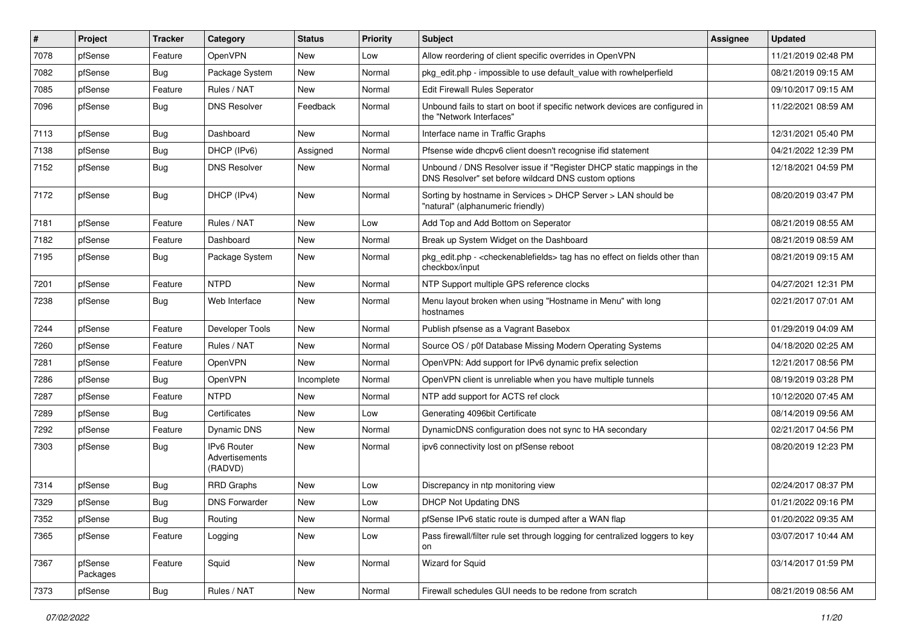| # | Project | Tracker | Category | Status | Priority | Subject | Assignee | Updated |
|---|---|---|---|---|---|---|---|---|
| 7078 | pfSense | Feature | OpenVPN | New | Low | Allow reordering of client specific overrides in OpenVPN | | 11/21/2019 02:48 PM |
| 7082 | pfSense | Bug | Package System | New | Normal | pkg_edit.php - impossible to use default_value with rowhelperfield | | 08/21/2019 09:15 AM |
| 7085 | pfSense | Feature | Rules / NAT | New | Normal | Edit Firewall Rules Seperator | | 09/10/2017 09:15 AM |
| 7096 | pfSense | Bug | DNS Resolver | Feedback | Normal | Unbound fails to start on boot if specific network devices are configured in the "Network Interfaces" | | 11/22/2021 08:59 AM |
| 7113 | pfSense | Bug | Dashboard | New | Normal | Interface name in Traffic Graphs | | 12/31/2021 05:40 PM |
| 7138 | pfSense | Bug | DHCP (IPv6) | Assigned | Normal | Pfsense wide dhcpv6 client doesn't recognise ifid statement | | 04/21/2022 12:39 PM |
| 7152 | pfSense | Bug | DNS Resolver | New | Normal | Unbound / DNS Resolver issue if "Register DHCP static mappings in the DNS Resolver" set before wildcard DNS custom options | | 12/18/2021 04:59 PM |
| 7172 | pfSense | Bug | DHCP (IPv4) | New | Normal | Sorting by hostname in Services > DHCP Server > LAN should be "natural" (alphanumeric friendly) | | 08/20/2019 03:47 PM |
| 7181 | pfSense | Feature | Rules / NAT | New | Low | Add Top and Add Bottom on Seperator | | 08/21/2019 08:55 AM |
| 7182 | pfSense | Feature | Dashboard | New | Normal | Break up System Widget on the Dashboard | | 08/21/2019 08:59 AM |
| 7195 | pfSense | Bug | Package System | New | Normal | pkg_edit.php - <checkenablefields> tag has no effect on fields other than checkbox/input | | 08/21/2019 09:15 AM |
| 7201 | pfSense | Feature | NTPD | New | Normal | NTP Support multiple GPS reference clocks | | 04/27/2021 12:31 PM |
| 7238 | pfSense | Bug | Web Interface | New | Normal | Menu layout broken when using "Hostname in Menu" with long hostnames | | 02/21/2017 07:01 AM |
| 7244 | pfSense | Feature | Developer Tools | New | Normal | Publish pfsense as a Vagrant Basebox | | 01/29/2019 04:09 AM |
| 7260 | pfSense | Feature | Rules / NAT | New | Normal | Source OS / p0f Database Missing Modern Operating Systems | | 04/18/2020 02:25 AM |
| 7281 | pfSense | Feature | OpenVPN | New | Normal | OpenVPN: Add support for IPv6 dynamic prefix selection | | 12/21/2017 08:56 PM |
| 7286 | pfSense | Bug | OpenVPN | Incomplete | Normal | OpenVPN client is unreliable when you have multiple tunnels | | 08/19/2019 03:28 PM |
| 7287 | pfSense | Feature | NTPD | New | Normal | NTP add support for ACTS ref clock | | 10/12/2020 07:45 AM |
| 7289 | pfSense | Bug | Certificates | New | Low | Generating 4096bit Certificate | | 08/14/2019 09:56 AM |
| 7292 | pfSense | Feature | Dynamic DNS | New | Normal | DynamicDNS configuration does not sync to HA secondary | | 02/21/2017 04:56 PM |
| 7303 | pfSense | Bug | IPv6 Router Advertisements (RADVD) | New | Normal | ipv6 connectivity lost on pfSense reboot | | 08/20/2019 12:23 PM |
| 7314 | pfSense | Bug | RRD Graphs | New | Low | Discrepancy in ntp monitoring view | | 02/24/2017 08:37 PM |
| 7329 | pfSense | Bug | DNS Forwarder | New | Low | DHCP Not Updating DNS | | 01/21/2022 09:16 PM |
| 7352 | pfSense | Bug | Routing | New | Normal | pfSense IPv6 static route is dumped after a WAN flap | | 01/20/2022 09:35 AM |
| 7365 | pfSense | Feature | Logging | New | Low | Pass firewall/filter rule set through logging for centralized loggers to key on | | 03/07/2017 10:44 AM |
| 7367 | pfSense Packages | Feature | Squid | New | Normal | Wizard for Squid | | 03/14/2017 01:59 PM |
| 7373 | pfSense | Bug | Rules / NAT | New | Normal | Firewall schedules GUI needs to be redone from scratch | | 08/21/2019 08:56 AM |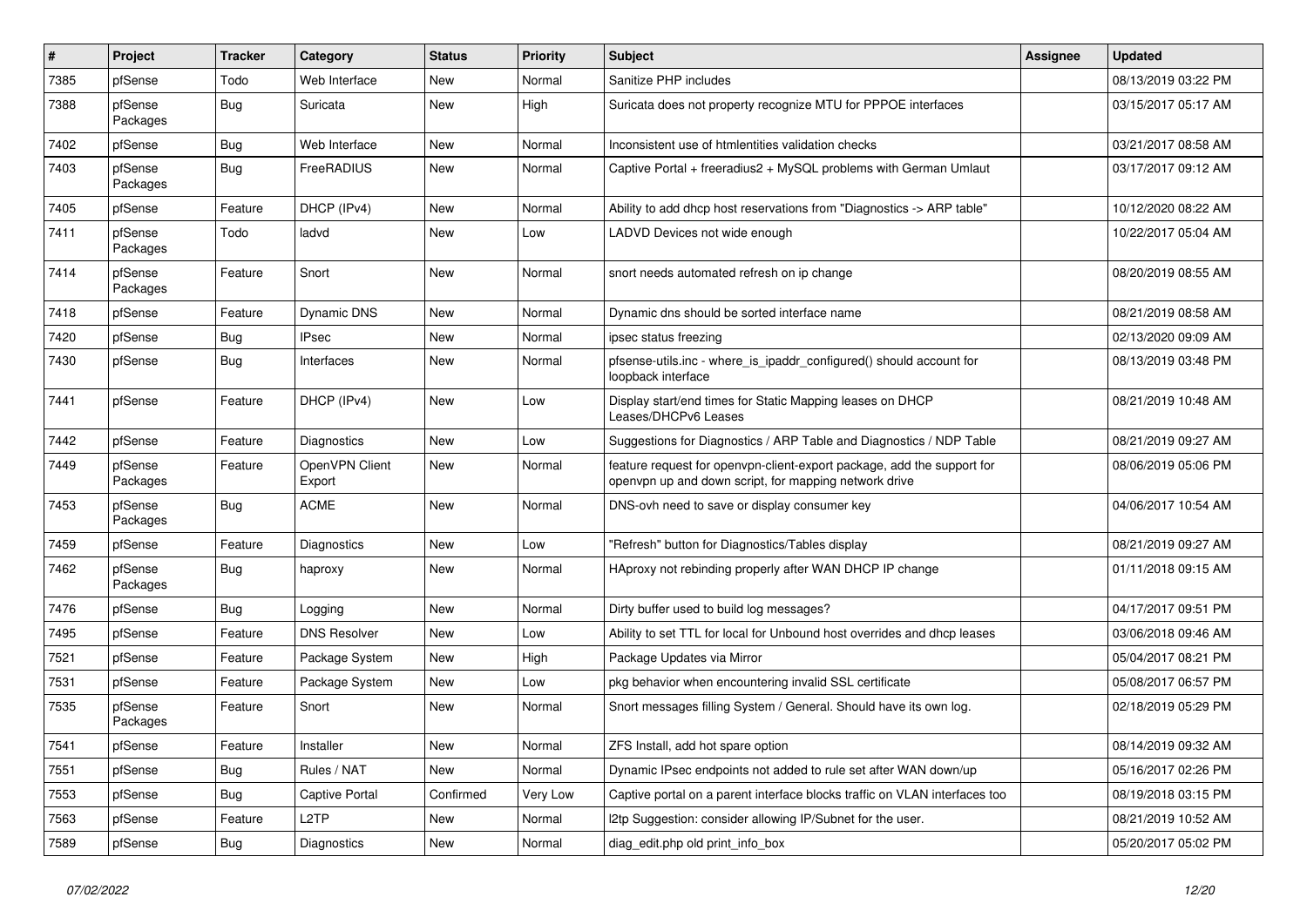| # | Project | Tracker | Category | Status | Priority | Subject | Assignee | Updated |
|---|---|---|---|---|---|---|---|---|
| 7385 | pfSense | Todo | Web Interface | New | Normal | Sanitize PHP includes | | 08/13/2019 03:22 PM |
| 7388 | pfSense Packages | Bug | Suricata | New | High | Suricata does not property recognize MTU for PPPOE interfaces | | 03/15/2017 05:17 AM |
| 7402 | pfSense | Bug | Web Interface | New | Normal | Inconsistent use of htmlentities validation checks | | 03/21/2017 08:58 AM |
| 7403 | pfSense Packages | Bug | FreeRADIUS | New | Normal | Captive Portal + freeradius2 + MySQL problems with German Umlaut | | 03/17/2017 09:12 AM |
| 7405 | pfSense | Feature | DHCP (IPv4) | New | Normal | Ability to add dhcp host reservations from "Diagnostics -> ARP table" | | 10/12/2020 08:22 AM |
| 7411 | pfSense Packages | Todo | ladvd | New | Low | LADVD Devices not wide enough | | 10/22/2017 05:04 AM |
| 7414 | pfSense Packages | Feature | Snort | New | Normal | snort needs automated refresh on ip change | | 08/20/2019 08:55 AM |
| 7418 | pfSense | Feature | Dynamic DNS | New | Normal | Dynamic dns should be sorted interface name | | 08/21/2019 08:58 AM |
| 7420 | pfSense | Bug | IPsec | New | Normal | ipsec status freezing | | 02/13/2020 09:09 AM |
| 7430 | pfSense | Bug | Interfaces | New | Normal | pfsense-utils.inc - where_is_ipaddr_configured() should account for loopback interface | | 08/13/2019 03:48 PM |
| 7441 | pfSense | Feature | DHCP (IPv4) | New | Low | Display start/end times for Static Mapping leases on DHCP Leases/DHCPv6 Leases | | 08/21/2019 10:48 AM |
| 7442 | pfSense | Feature | Diagnostics | New | Low | Suggestions for Diagnostics / ARP Table and Diagnostics / NDP Table | | 08/21/2019 09:27 AM |
| 7449 | pfSense Packages | Feature | OpenVPN Client Export | New | Normal | feature request for openvpn-client-export package, add the support for openvpn up and down script, for mapping network drive | | 08/06/2019 05:06 PM |
| 7453 | pfSense Packages | Bug | ACME | New | Normal | DNS-ovh need to save or display consumer key | | 04/06/2017 10:54 AM |
| 7459 | pfSense | Feature | Diagnostics | New | Low | "Refresh" button for Diagnostics/Tables display | | 08/21/2019 09:27 AM |
| 7462 | pfSense Packages | Bug | haproxy | New | Normal | HAproxy not rebinding properly after WAN DHCP IP change | | 01/11/2018 09:15 AM |
| 7476 | pfSense | Bug | Logging | New | Normal | Dirty buffer used to build log messages? | | 04/17/2017 09:51 PM |
| 7495 | pfSense | Feature | DNS Resolver | New | Low | Ability to set TTL for local for Unbound host overrides and dhcp leases | | 03/06/2018 09:46 AM |
| 7521 | pfSense | Feature | Package System | New | High | Package Updates via Mirror | | 05/04/2017 08:21 PM |
| 7531 | pfSense | Feature | Package System | New | Low | pkg behavior when encountering invalid SSL certificate | | 05/08/2017 06:57 PM |
| 7535 | pfSense Packages | Feature | Snort | New | Normal | Snort messages filling System / General. Should have its own log. | | 02/18/2019 05:29 PM |
| 7541 | pfSense | Feature | Installer | New | Normal | ZFS Install, add hot spare option | | 08/14/2019 09:32 AM |
| 7551 | pfSense | Bug | Rules / NAT | New | Normal | Dynamic IPsec endpoints not added to rule set after WAN down/up | | 05/16/2017 02:26 PM |
| 7553 | pfSense | Bug | Captive Portal | Confirmed | Very Low | Captive portal on a parent interface blocks traffic on VLAN interfaces too | | 08/19/2018 03:15 PM |
| 7563 | pfSense | Feature | L2TP | New | Normal | l2tp Suggestion: consider allowing IP/Subnet for the user. | | 08/21/2019 10:52 AM |
| 7589 | pfSense | Bug | Diagnostics | New | Normal | diag_edit.php old print_info_box | | 05/20/2017 05:02 PM |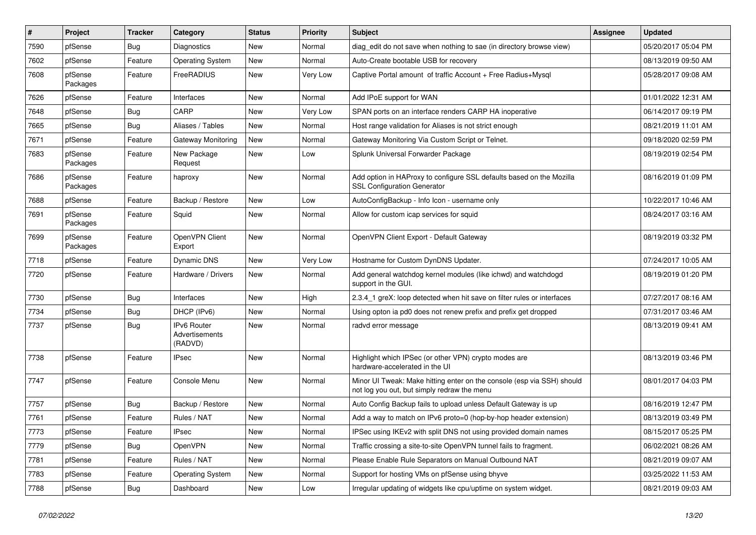| # | Project | Tracker | Category | Status | Priority | Subject | Assignee | Updated |
|---|---|---|---|---|---|---|---|---|
| 7590 | pfSense | Bug | Diagnostics | New | Normal | diag_edit do not save when nothing to sae (in directory browse view) | | 05/20/2017 05:04 PM |
| 7602 | pfSense | Feature | Operating System | New | Normal | Auto-Create bootable USB for recovery | | 08/13/2019 09:50 AM |
| 7608 | pfSense Packages | Feature | FreeRADIUS | New | Very Low | Captive Portal amount of traffic Account + Free Radius+Mysql | | 05/28/2017 09:08 AM |
| 7626 | pfSense | Feature | Interfaces | New | Normal | Add IPoE support for WAN | | 01/01/2022 12:31 AM |
| 7648 | pfSense | Bug | CARP | New | Very Low | SPAN ports on an interface renders CARP HA inoperative | | 06/14/2017 09:19 PM |
| 7665 | pfSense | Bug | Aliases / Tables | New | Normal | Host range validation for Aliases is not strict enough | | 08/21/2019 11:01 AM |
| 7671 | pfSense | Feature | Gateway Monitoring | New | Normal | Gateway Monitoring Via Custom Script or Telnet. | | 09/18/2020 02:59 PM |
| 7683 | pfSense Packages | Feature | New Package Request | New | Low | Splunk Universal Forwarder Package | | 08/19/2019 02:54 PM |
| 7686 | pfSense Packages | Feature | haproxy | New | Normal | Add option in HAProxy to configure SSL defaults based on the Mozilla SSL Configuration Generator | | 08/16/2019 01:09 PM |
| 7688 | pfSense | Feature | Backup / Restore | New | Low | AutoConfigBackup - Info Icon - username only | | 10/22/2017 10:46 AM |
| 7691 | pfSense Packages | Feature | Squid | New | Normal | Allow for custom icap services for squid | | 08/24/2017 03:16 AM |
| 7699 | pfSense Packages | Feature | OpenVPN Client Export | New | Normal | OpenVPN Client Export - Default Gateway | | 08/19/2019 03:32 PM |
| 7718 | pfSense | Feature | Dynamic DNS | New | Very Low | Hostname for Custom DynDNS Updater. | | 07/24/2017 10:05 AM |
| 7720 | pfSense | Feature | Hardware / Drivers | New | Normal | Add general watchdog kernel modules (like ichwd) and watchdogd support in the GUI. | | 08/19/2019 01:20 PM |
| 7730 | pfSense | Bug | Interfaces | New | High | 2.3.4_1 greX: loop detected when hit save on filter rules or interfaces | | 07/27/2017 08:16 AM |
| 7734 | pfSense | Bug | DHCP (IPv6) | New | Normal | Using opton ia pd0 does not renew prefix and prefix get dropped | | 07/31/2017 03:46 AM |
| 7737 | pfSense | Bug | IPv6 Router Advertisements (RADVD) | New | Normal | radvd error message | | 08/13/2019 09:41 AM |
| 7738 | pfSense | Feature | IPsec | New | Normal | Highlight which IPSec (or other VPN) crypto modes are hardware-accelerated in the UI | | 08/13/2019 03:46 PM |
| 7747 | pfSense | Feature | Console Menu | New | Normal | Minor UI Tweak: Make hitting enter on the console (esp via SSH) should not log you out, but simply redraw the menu | | 08/01/2017 04:03 PM |
| 7757 | pfSense | Bug | Backup / Restore | New | Normal | Auto Config Backup fails to upload unless Default Gateway is up | | 08/16/2019 12:47 PM |
| 7761 | pfSense | Feature | Rules / NAT | New | Normal | Add a way to match on IPv6 proto=0 (hop-by-hop header extension) | | 08/13/2019 03:49 PM |
| 7773 | pfSense | Feature | IPsec | New | Normal | IPSec using IKEv2 with split DNS not using provided domain names | | 08/15/2017 05:25 PM |
| 7779 | pfSense | Bug | OpenVPN | New | Normal | Traffic crossing a site-to-site OpenVPN tunnel fails to fragment. | | 06/02/2021 08:26 AM |
| 7781 | pfSense | Feature | Rules / NAT | New | Normal | Please Enable Rule Separators on Manual Outbound NAT | | 08/21/2019 09:07 AM |
| 7783 | pfSense | Feature | Operating System | New | Normal | Support for hosting VMs on pfSense using bhyve | | 03/25/2022 11:53 AM |
| 7788 | pfSense | Bug | Dashboard | New | Low | Irregular updating of widgets like cpu/uptime on system widget. | | 08/21/2019 09:03 AM |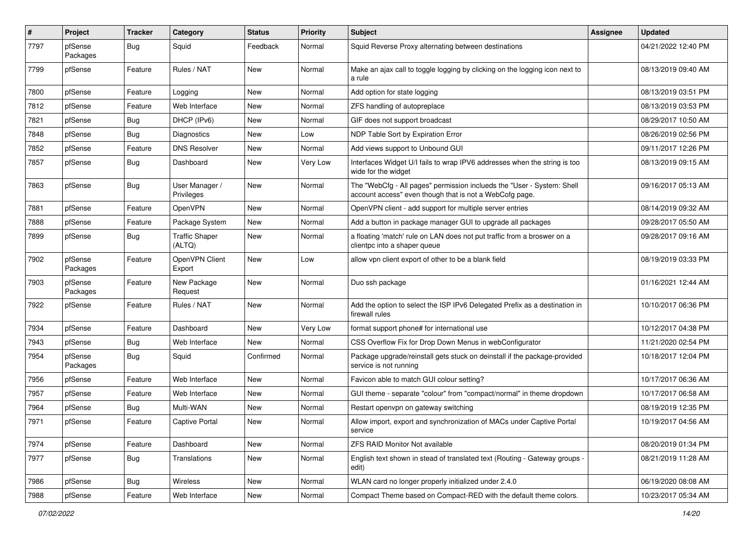| # | Project | Tracker | Category | Status | Priority | Subject | Assignee | Updated |
|---|---|---|---|---|---|---|---|---|
| 7797 | pfSense Packages | Bug | Squid | Feedback | Normal | Squid Reverse Proxy alternating between destinations | | 04/21/2022 12:40 PM |
| 7799 | pfSense | Feature | Rules / NAT | New | Normal | Make an ajax call to toggle logging by clicking on the logging icon next to a rule | | 08/13/2019 09:40 AM |
| 7800 | pfSense | Feature | Logging | New | Normal | Add option for state logging | | 08/13/2019 03:51 PM |
| 7812 | pfSense | Feature | Web Interface | New | Normal | ZFS handling of autopreplace | | 08/13/2019 03:53 PM |
| 7821 | pfSense | Bug | DHCP (IPv6) | New | Normal | GIF does not support broadcast | | 08/29/2017 10:50 AM |
| 7848 | pfSense | Bug | Diagnostics | New | Low | NDP Table Sort by Expiration Error | | 08/26/2019 02:56 PM |
| 7852 | pfSense | Feature | DNS Resolver | New | Normal | Add views support to Unbound GUI | | 09/11/2017 12:26 PM |
| 7857 | pfSense | Bug | Dashboard | New | Very Low | Interfaces Widget U/I fails to wrap IPV6 addresses when the string is too wide for the widget | | 08/13/2019 09:15 AM |
| 7863 | pfSense | Bug | User Manager / Privileges | New | Normal | The "WebCfg - All pages" permission inclueds the "User - System: Shell account access" even though that is not a WebCofg page. | | 09/16/2017 05:13 AM |
| 7881 | pfSense | Feature | OpenVPN | New | Normal | OpenVPN client - add support for multiple server entries | | 08/14/2019 09:32 AM |
| 7888 | pfSense | Feature | Package System | New | Normal | Add a button in package manager GUI to upgrade all packages | | 09/28/2017 05:50 AM |
| 7899 | pfSense | Bug | Traffic Shaper (ALTQ) | New | Normal | a floating 'match' rule on LAN does not put traffic from a broswer on a clientpc into a shaper queue | | 09/28/2017 09:16 AM |
| 7902 | pfSense Packages | Feature | OpenVPN Client Export | New | Low | allow vpn client export of other to be a blank field | | 08/19/2019 03:33 PM |
| 7903 | pfSense Packages | Feature | New Package Request | New | Normal | Duo ssh package | | 01/16/2021 12:44 AM |
| 7922 | pfSense | Feature | Rules / NAT | New | Normal | Add the option to select the ISP IPv6 Delegated Prefix as a destination in firewall rules | | 10/10/2017 06:36 PM |
| 7934 | pfSense | Feature | Dashboard | New | Very Low | format support phone# for international use | | 10/12/2017 04:38 PM |
| 7943 | pfSense | Bug | Web Interface | New | Normal | CSS Overflow Fix for Drop Down Menus in webConfigurator | | 11/21/2020 02:54 PM |
| 7954 | pfSense Packages | Bug | Squid | Confirmed | Normal | Package upgrade/reinstall gets stuck on deinstall if the package-provided service is not running | | 10/18/2017 12:04 PM |
| 7956 | pfSense | Feature | Web Interface | New | Normal | Favicon able to match GUI colour setting? | | 10/17/2017 06:36 AM |
| 7957 | pfSense | Feature | Web Interface | New | Normal | GUI theme - separate "colour" from "compact/normal" in theme dropdown | | 10/17/2017 06:58 AM |
| 7964 | pfSense | Bug | Multi-WAN | New | Normal | Restart openvpn on gateway switching | | 08/19/2019 12:35 PM |
| 7971 | pfSense | Feature | Captive Portal | New | Normal | Allow import, export and synchronization of MACs under Captive Portal service | | 10/19/2017 04:56 AM |
| 7974 | pfSense | Feature | Dashboard | New | Normal | ZFS RAID Monitor Not available | | 08/20/2019 01:34 PM |
| 7977 | pfSense | Bug | Translations | New | Normal | English text shown in stead of translated text (Routing - Gateway groups - edit) | | 08/21/2019 11:28 AM |
| 7986 | pfSense | Bug | Wireless | New | Normal | WLAN card no longer properly initialized under 2.4.0 | | 06/19/2020 08:08 AM |
| 7988 | pfSense | Feature | Web Interface | New | Normal | Compact Theme based on Compact-RED with the default theme colors. | | 10/23/2017 05:34 AM |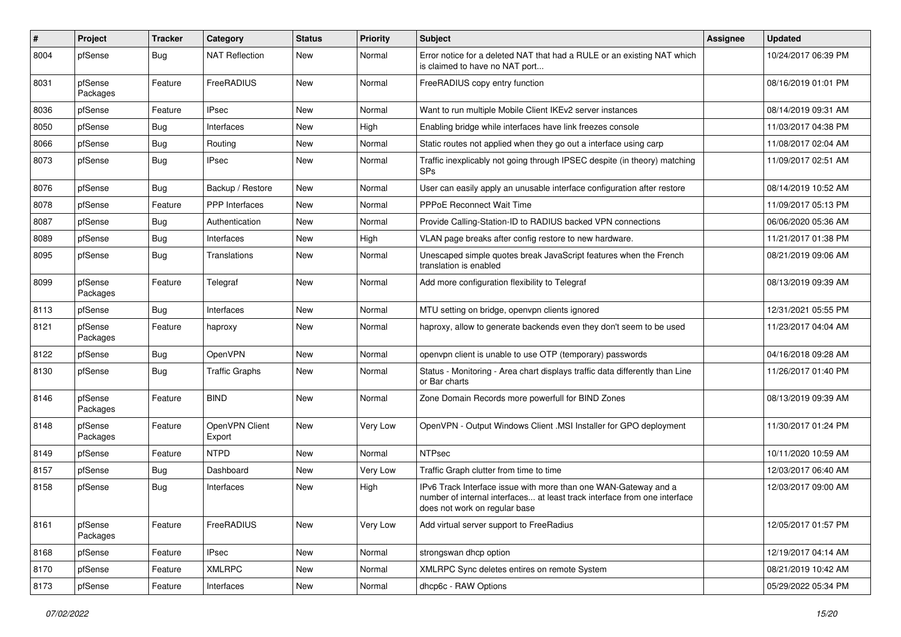| # | Project | Tracker | Category | Status | Priority | Subject | Assignee | Updated |
|---|---|---|---|---|---|---|---|---|
| 8004 | pfSense | Bug | NAT Reflection | New | Normal | Error notice for a deleted NAT that had a RULE or an existing NAT which is claimed to have no NAT port... | | 10/24/2017 06:39 PM |
| 8031 | pfSense Packages | Feature | FreeRADIUS | New | Normal | FreeRADIUS copy entry function | | 08/16/2019 01:01 PM |
| 8036 | pfSense | Feature | IPsec | New | Normal | Want to run multiple Mobile Client IKEv2 server instances | | 08/14/2019 09:31 AM |
| 8050 | pfSense | Bug | Interfaces | New | High | Enabling bridge while interfaces have link freezes console | | 11/03/2017 04:38 PM |
| 8066 | pfSense | Bug | Routing | New | Normal | Static routes not applied when they go out a interface using carp | | 11/08/2017 02:04 AM |
| 8073 | pfSense | Bug | IPsec | New | Normal | Traffic inexplicably not going through IPSEC despite (in theory) matching SPs | | 11/09/2017 02:51 AM |
| 8076 | pfSense | Bug | Backup / Restore | New | Normal | User can easily apply an unusable interface configuration after restore | | 08/14/2019 10:52 AM |
| 8078 | pfSense | Feature | PPP Interfaces | New | Normal | PPPoE Reconnect Wait Time | | 11/09/2017 05:13 PM |
| 8087 | pfSense | Bug | Authentication | New | Normal | Provide Calling-Station-ID to RADIUS backed VPN connections | | 06/06/2020 05:36 AM |
| 8089 | pfSense | Bug | Interfaces | New | High | VLAN page breaks after config restore to new hardware. | | 11/21/2017 01:38 PM |
| 8095 | pfSense | Bug | Translations | New | Normal | Unescaped simple quotes break JavaScript features when the French translation is enabled | | 08/21/2019 09:06 AM |
| 8099 | pfSense Packages | Feature | Telegraf | New | Normal | Add more configuration flexibility to Telegraf | | 08/13/2019 09:39 AM |
| 8113 | pfSense | Bug | Interfaces | New | Normal | MTU setting on bridge, openvpn clients ignored | | 12/31/2021 05:55 PM |
| 8121 | pfSense Packages | Feature | haproxy | New | Normal | haproxy, allow to generate backends even they don't seem to be used | | 11/23/2017 04:04 AM |
| 8122 | pfSense | Bug | OpenVPN | New | Normal | openvpn client is unable to use OTP (temporary) passwords | | 04/16/2018 09:28 AM |
| 8130 | pfSense | Bug | Traffic Graphs | New | Normal | Status - Monitoring - Area chart displays traffic data differently than Line or Bar charts | | 11/26/2017 01:40 PM |
| 8146 | pfSense Packages | Feature | BIND | New | Normal | Zone Domain Records more powerfull for BIND Zones | | 08/13/2019 09:39 AM |
| 8148 | pfSense Packages | Feature | OpenVPN Client Export | New | Very Low | OpenVPN - Output Windows Client .MSI Installer for GPO deployment | | 11/30/2017 01:24 PM |
| 8149 | pfSense | Feature | NTPD | New | Normal | NTPsec | | 10/11/2020 10:59 AM |
| 8157 | pfSense | Bug | Dashboard | New | Very Low | Traffic Graph clutter from time to time | | 12/03/2017 06:40 AM |
| 8158 | pfSense | Bug | Interfaces | New | High | IPv6 Track Interface issue with more than one WAN-Gateway and a number of internal interfaces... at least track interface from one interface does not work on regular base | | 12/03/2017 09:00 AM |
| 8161 | pfSense Packages | Feature | FreeRADIUS | New | Very Low | Add virtual server support to FreeRadius | | 12/05/2017 01:57 PM |
| 8168 | pfSense | Feature | IPsec | New | Normal | strongswan dhcp option | | 12/19/2017 04:14 AM |
| 8170 | pfSense | Feature | XMLRPC | New | Normal | XMLRPC Sync deletes entires on remote System | | 08/21/2019 10:42 AM |
| 8173 | pfSense | Feature | Interfaces | New | Normal | dhcp6c - RAW Options | | 05/29/2022 05:34 PM |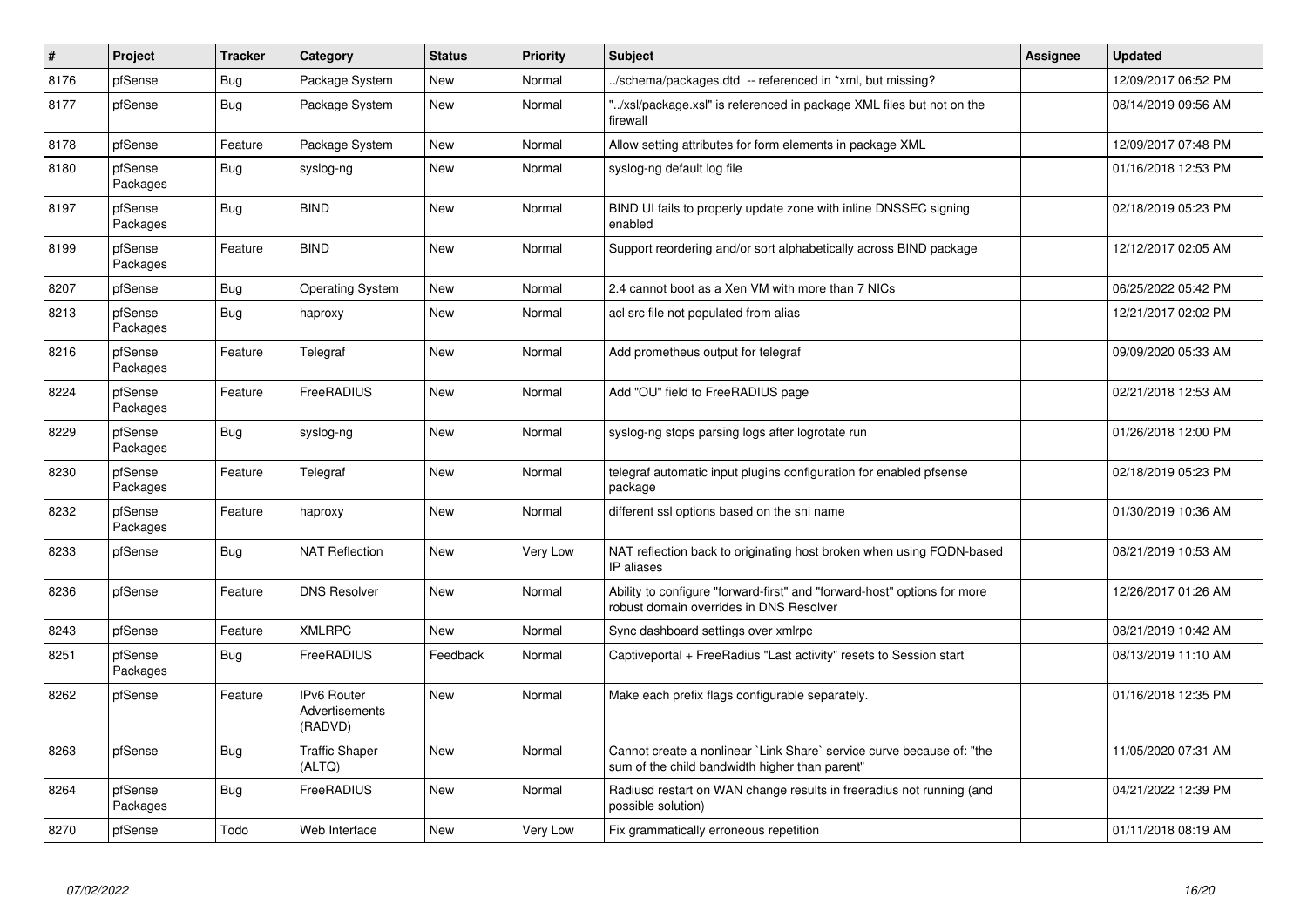| # | Project | Tracker | Category | Status | Priority | Subject | Assignee | Updated |
|---|---|---|---|---|---|---|---|---|
| 8176 | pfSense | Bug | Package System | New | Normal | ../schema/packages.dtd -- referenced in *xml, but missing? | | 12/09/2017 06:52 PM |
| 8177 | pfSense | Bug | Package System | New | Normal | "../xsl/package.xsl" is referenced in package XML files but not on the firewall | | 08/14/2019 09:56 AM |
| 8178 | pfSense | Feature | Package System | New | Normal | Allow setting attributes for form elements in package XML | | 12/09/2017 07:48 PM |
| 8180 | pfSense Packages | Bug | syslog-ng | New | Normal | syslog-ng default log file | | 01/16/2018 12:53 PM |
| 8197 | pfSense Packages | Bug | BIND | New | Normal | BIND UI fails to properly update zone with inline DNSSEC signing enabled | | 02/18/2019 05:23 PM |
| 8199 | pfSense Packages | Feature | BIND | New | Normal | Support reordering and/or sort alphabetically across BIND package | | 12/12/2017 02:05 AM |
| 8207 | pfSense | Bug | Operating System | New | Normal | 2.4 cannot boot as a Xen VM with more than 7 NICs | | 06/25/2022 05:42 PM |
| 8213 | pfSense Packages | Bug | haproxy | New | Normal | acl src file not populated from alias | | 12/21/2017 02:02 PM |
| 8216 | pfSense Packages | Feature | Telegraf | New | Normal | Add prometheus output for telegraf | | 09/09/2020 05:33 AM |
| 8224 | pfSense Packages | Feature | FreeRADIUS | New | Normal | Add "OU" field to FreeRADIUS page | | 02/21/2018 12:53 AM |
| 8229 | pfSense Packages | Bug | syslog-ng | New | Normal | syslog-ng stops parsing logs after logrotate run | | 01/26/2018 12:00 PM |
| 8230 | pfSense Packages | Feature | Telegraf | New | Normal | telegraf automatic input plugins configuration for enabled pfsense package | | 02/18/2019 05:23 PM |
| 8232 | pfSense Packages | Feature | haproxy | New | Normal | different ssl options based on the sni name | | 01/30/2019 10:36 AM |
| 8233 | pfSense | Bug | NAT Reflection | New | Very Low | NAT reflection back to originating host broken when using FQDN-based IP aliases | | 08/21/2019 10:53 AM |
| 8236 | pfSense | Feature | DNS Resolver | New | Normal | Ability to configure "forward-first" and "forward-host" options for more robust domain overrides in DNS Resolver | | 12/26/2017 01:26 AM |
| 8243 | pfSense | Feature | XMLRPC | New | Normal | Sync dashboard settings over xmlrpc | | 08/21/2019 10:42 AM |
| 8251 | pfSense Packages | Bug | FreeRADIUS | Feedback | Normal | Captiveportal + FreeRadius "Last activity" resets to Session start | | 08/13/2019 11:10 AM |
| 8262 | pfSense | Feature | IPv6 Router Advertisements (RADVD) | New | Normal | Make each prefix flags configurable separately. | | 01/16/2018 12:35 PM |
| 8263 | pfSense | Bug | Traffic Shaper (ALTQ) | New | Normal | Cannot create a nonlinear `Link Share` service curve because of: "the sum of the child bandwidth higher than parent" | | 11/05/2020 07:31 AM |
| 8264 | pfSense Packages | Bug | FreeRADIUS | New | Normal | Radiusd restart on WAN change results in freeradius not running (and possible solution) | | 04/21/2022 12:39 PM |
| 8270 | pfSense | Todo | Web Interface | New | Very Low | Fix grammatically erroneous repetition | | 01/11/2018 08:19 AM |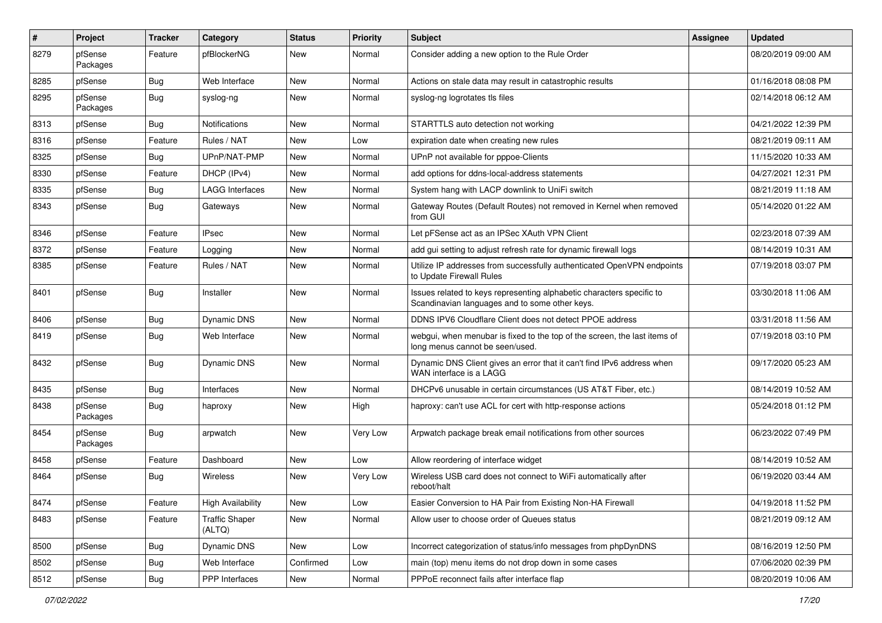| # | Project | Tracker | Category | Status | Priority | Subject | Assignee | Updated |
|---|---|---|---|---|---|---|---|---|
| 8279 | pfSense Packages | Feature | pfBlockerNG | New | Normal | Consider adding a new option to the Rule Order | | 08/20/2019 09:00 AM |
| 8285 | pfSense | Bug | Web Interface | New | Normal | Actions on stale data may result in catastrophic results | | 01/16/2018 08:08 PM |
| 8295 | pfSense Packages | Bug | syslog-ng | New | Normal | syslog-ng logrotates tls files | | 02/14/2018 06:12 AM |
| 8313 | pfSense | Bug | Notifications | New | Normal | STARTTLS auto detection not working | | 04/21/2022 12:39 PM |
| 8316 | pfSense | Feature | Rules / NAT | New | Low | expiration date when creating new rules | | 08/21/2019 09:11 AM |
| 8325 | pfSense | Bug | UPnP/NAT-PMP | New | Normal | UPnP not available for pppoe-Clients | | 11/15/2020 10:33 AM |
| 8330 | pfSense | Feature | DHCP (IPv4) | New | Normal | add options for ddns-local-address statements | | 04/27/2021 12:31 PM |
| 8335 | pfSense | Bug | LAGG Interfaces | New | Normal | System hang with LACP downlink to UniFi switch | | 08/21/2019 11:18 AM |
| 8343 | pfSense | Bug | Gateways | New | Normal | Gateway Routes (Default Routes) not removed in Kernel when removed from GUI | | 05/14/2020 01:22 AM |
| 8346 | pfSense | Feature | IPsec | New | Normal | Let pFSense act as an IPSec XAuth VPN Client | | 02/23/2018 07:39 AM |
| 8372 | pfSense | Feature | Logging | New | Normal | add gui setting to adjust refresh rate for dynamic firewall logs | | 08/14/2019 10:31 AM |
| 8385 | pfSense | Feature | Rules / NAT | New | Normal | Utilize IP addresses from successfully authenticated OpenVPN endpoints to Update Firewall Rules | | 07/19/2018 03:07 PM |
| 8401 | pfSense | Bug | Installer | New | Normal | Issues related to keys representing alphabetic characters specific to Scandinavian languages and to some other keys. | | 03/30/2018 11:06 AM |
| 8406 | pfSense | Bug | Dynamic DNS | New | Normal | DDNS IPV6 Cloudflare Client does not detect PPOE address | | 03/31/2018 11:56 AM |
| 8419 | pfSense | Bug | Web Interface | New | Normal | webgui, when menubar is fixed to the top of the screen, the last items of long menus cannot be seen/used. | | 07/19/2018 03:10 PM |
| 8432 | pfSense | Bug | Dynamic DNS | New | Normal | Dynamic DNS Client gives an error that it can't find IPv6 address when WAN interface is a LAGG | | 09/17/2020 05:23 AM |
| 8435 | pfSense | Bug | Interfaces | New | Normal | DHCPv6 unusable in certain circumstances (US AT&T Fiber, etc.) | | 08/14/2019 10:52 AM |
| 8438 | pfSense Packages | Bug | haproxy | New | High | haproxy: can't use ACL for cert with http-response actions | | 05/24/2018 01:12 PM |
| 8454 | pfSense Packages | Bug | arpwatch | New | Very Low | Arpwatch package break email notifications from other sources | | 06/23/2022 07:49 PM |
| 8458 | pfSense | Feature | Dashboard | New | Low | Allow reordering of interface widget | | 08/14/2019 10:52 AM |
| 8464 | pfSense | Bug | Wireless | New | Very Low | Wireless USB card does not connect to WiFi automatically after reboot/halt | | 06/19/2020 03:44 AM |
| 8474 | pfSense | Feature | High Availability | New | Low | Easier Conversion to HA Pair from Existing Non-HA Firewall | | 04/19/2018 11:52 PM |
| 8483 | pfSense | Feature | Traffic Shaper (ALTQ) | New | Normal | Allow user to choose order of Queues status | | 08/21/2019 09:12 AM |
| 8500 | pfSense | Bug | Dynamic DNS | New | Low | Incorrect categorization of status/info messages from phpDynDNS | | 08/16/2019 12:50 PM |
| 8502 | pfSense | Bug | Web Interface | Confirmed | Low | main (top) menu items do not drop down in some cases | | 07/06/2020 02:39 PM |
| 8512 | pfSense | Bug | PPP Interfaces | New | Normal | PPPoE reconnect fails after interface flap | | 08/20/2019 10:06 AM |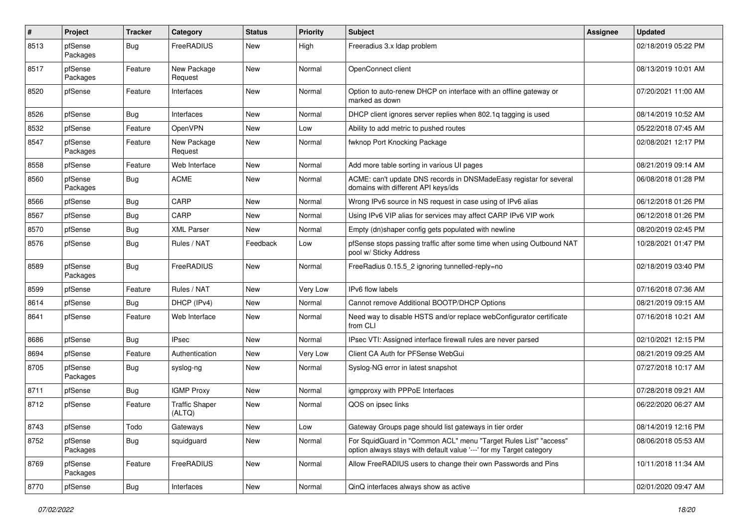| # | Project | Tracker | Category | Status | Priority | Subject | Assignee | Updated |
|---|---|---|---|---|---|---|---|---|
| 8513 | pfSense Packages | Bug | FreeRADIUS | New | High | Freeradius 3.x ldap problem | | 02/18/2019 05:22 PM |
| 8517 | pfSense Packages | Feature | New Package Request | New | Normal | OpenConnect client | | 08/13/2019 10:01 AM |
| 8520 | pfSense | Feature | Interfaces | New | Normal | Option to auto-renew DHCP on interface with an offline gateway or marked as down | | 07/20/2021 11:00 AM |
| 8526 | pfSense | Bug | Interfaces | New | Normal | DHCP client ignores server replies when 802.1q tagging is used | | 08/14/2019 10:52 AM |
| 8532 | pfSense | Feature | OpenVPN | New | Low | Ability to add metric to pushed routes | | 05/22/2018 07:45 AM |
| 8547 | pfSense Packages | Feature | New Package Request | New | Normal | fwknop Port Knocking Package | | 02/08/2021 12:17 PM |
| 8558 | pfSense | Feature | Web Interface | New | Normal | Add more table sorting in various UI pages | | 08/21/2019 09:14 AM |
| 8560 | pfSense Packages | Bug | ACME | New | Normal | ACME: can't update DNS records in DNSMadeEasy registar for several domains with different API keys/ids | | 06/08/2018 01:28 PM |
| 8566 | pfSense | Bug | CARP | New | Normal | Wrong IPv6 source in NS request in case using of IPv6 alias | | 06/12/2018 01:26 PM |
| 8567 | pfSense | Bug | CARP | New | Normal | Using IPv6 VIP alias for services may affect CARP IPv6 VIP work | | 06/12/2018 01:26 PM |
| 8570 | pfSense | Bug | XML Parser | New | Normal | Empty (dn)shaper config gets populated with newline | | 08/20/2019 02:45 PM |
| 8576 | pfSense | Bug | Rules / NAT | Feedback | Low | pfSense stops passing traffic after some time when using Outbound NAT pool w/ Sticky Address | | 10/28/2021 01:47 PM |
| 8589 | pfSense Packages | Bug | FreeRADIUS | New | Normal | FreeRadius 0.15.5_2 ignoring tunnelled-reply=no | | 02/18/2019 03:40 PM |
| 8599 | pfSense | Feature | Rules / NAT | New | Very Low | IPv6 flow labels | | 07/16/2018 07:36 AM |
| 8614 | pfSense | Bug | DHCP (IPv4) | New | Normal | Cannot remove Additional BOOTP/DHCP Options | | 08/21/2019 09:15 AM |
| 8641 | pfSense | Feature | Web Interface | New | Normal | Need way to disable HSTS and/or replace webConfigurator certificate from CLI | | 07/16/2018 10:21 AM |
| 8686 | pfSense | Bug | IPsec | New | Normal | IPsec VTI: Assigned interface firewall rules are never parsed | | 02/10/2021 12:15 PM |
| 8694 | pfSense | Feature | Authentication | New | Very Low | Client CA Auth for PFSense WebGui | | 08/21/2019 09:25 AM |
| 8705 | pfSense Packages | Bug | syslog-ng | New | Normal | Syslog-NG error in latest snapshot | | 07/27/2018 10:17 AM |
| 8711 | pfSense | Bug | IGMP Proxy | New | Normal | igmpproxy with PPPoE Interfaces | | 07/28/2018 09:21 AM |
| 8712 | pfSense | Feature | Traffic Shaper (ALTQ) | New | Normal | QOS on ipsec links | | 06/22/2020 06:27 AM |
| 8743 | pfSense | Todo | Gateways | New | Low | Gateway Groups page should list gateways in tier order | | 08/14/2019 12:16 PM |
| 8752 | pfSense Packages | Bug | squidguard | New | Normal | For SquidGuard in "Common ACL" menu "Target Rules List" "access" option always stays with default value '---' for my Target category | | 08/06/2018 05:53 AM |
| 8769 | pfSense Packages | Feature | FreeRADIUS | New | Normal | Allow FreeRADIUS users to change their own Passwords and Pins | | 10/11/2018 11:34 AM |
| 8770 | pfSense | Bug | Interfaces | New | Normal | QinQ interfaces always show as active | | 02/01/2020 09:47 AM |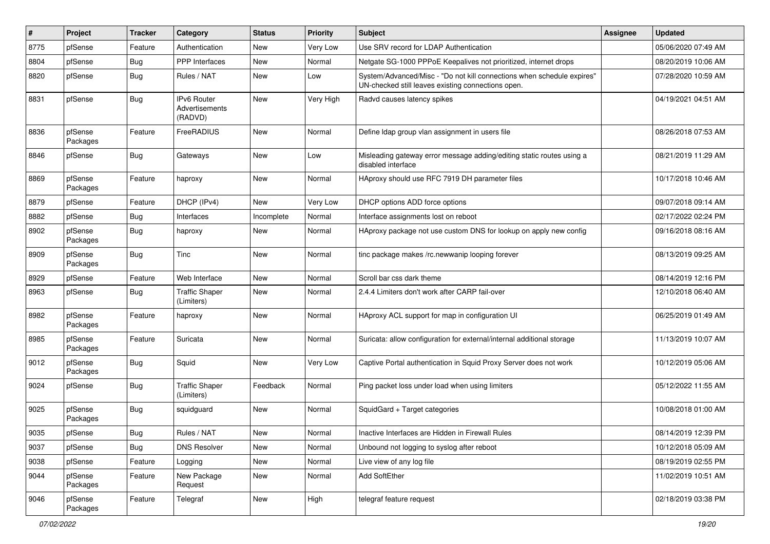| # | Project | Tracker | Category | Status | Priority | Subject | Assignee | Updated |
|---|---|---|---|---|---|---|---|---|
| 8775 | pfSense | Feature | Authentication | New | Very Low | Use SRV record for LDAP Authentication | | 05/06/2020 07:49 AM |
| 8804 | pfSense | Bug | PPP Interfaces | New | Normal | Netgate SG-1000 PPPoE Keepalives not prioritized, internet drops | | 08/20/2019 10:06 AM |
| 8820 | pfSense | Bug | Rules / NAT | New | Low | System/Advanced/Misc - "Do not kill connections when schedule expires" UN-checked still leaves existing connections open. | | 07/28/2020 10:59 AM |
| 8831 | pfSense | Bug | IPv6 Router Advertisements (RADVD) | New | Very High | Radvd causes latency spikes | | 04/19/2021 04:51 AM |
| 8836 | pfSense Packages | Feature | FreeRADIUS | New | Normal | Define ldap group vlan assignment in users file | | 08/26/2018 07:53 AM |
| 8846 | pfSense | Bug | Gateways | New | Low | Misleading gateway error message adding/editing static routes using a disabled interface | | 08/21/2019 11:29 AM |
| 8869 | pfSense Packages | Feature | haproxy | New | Normal | HAproxy should use RFC 7919 DH parameter files | | 10/17/2018 10:46 AM |
| 8879 | pfSense | Feature | DHCP (IPv4) | New | Very Low | DHCP options ADD force options | | 09/07/2018 09:14 AM |
| 8882 | pfSense | Bug | Interfaces | Incomplete | Normal | Interface assignments lost on reboot | | 02/17/2022 02:24 PM |
| 8902 | pfSense Packages | Bug | haproxy | New | Normal | HAproxy package not use custom DNS for lookup on apply new config | | 09/16/2018 08:16 AM |
| 8909 | pfSense Packages | Bug | Tinc | New | Normal | tinc package makes /rc.newwanip looping forever | | 08/13/2019 09:25 AM |
| 8929 | pfSense | Feature | Web Interface | New | Normal | Scroll bar css dark theme | | 08/14/2019 12:16 PM |
| 8963 | pfSense | Bug | Traffic Shaper (Limiters) | New | Normal | 2.4.4 Limiters don't work after CARP fail-over | | 12/10/2018 06:40 AM |
| 8982 | pfSense Packages | Feature | haproxy | New | Normal | HAproxy ACL support for map in configuration UI | | 06/25/2019 01:49 AM |
| 8985 | pfSense Packages | Feature | Suricata | New | Normal | Suricata: allow configuration for external/internal additional storage | | 11/13/2019 10:07 AM |
| 9012 | pfSense Packages | Bug | Squid | New | Very Low | Captive Portal authentication in Squid Proxy Server does not work | | 10/12/2019 05:06 AM |
| 9024 | pfSense | Bug | Traffic Shaper (Limiters) | Feedback | Normal | Ping packet loss under load when using limiters | | 05/12/2022 11:55 AM |
| 9025 | pfSense Packages | Bug | squidguard | New | Normal | SquidGard + Target categories | | 10/08/2018 01:00 AM |
| 9035 | pfSense | Bug | Rules / NAT | New | Normal | Inactive Interfaces are Hidden in Firewall Rules | | 08/14/2019 12:39 PM |
| 9037 | pfSense | Bug | DNS Resolver | New | Normal | Unbound not logging to syslog after reboot | | 10/12/2018 05:09 AM |
| 9038 | pfSense | Feature | Logging | New | Normal | Live view of any log file | | 08/19/2019 02:55 PM |
| 9044 | pfSense Packages | Feature | New Package Request | New | Normal | Add SoftEther | | 11/02/2019 10:51 AM |
| 9046 | pfSense Packages | Feature | Telegraf | New | High | telegraf feature request | | 02/18/2019 03:38 PM |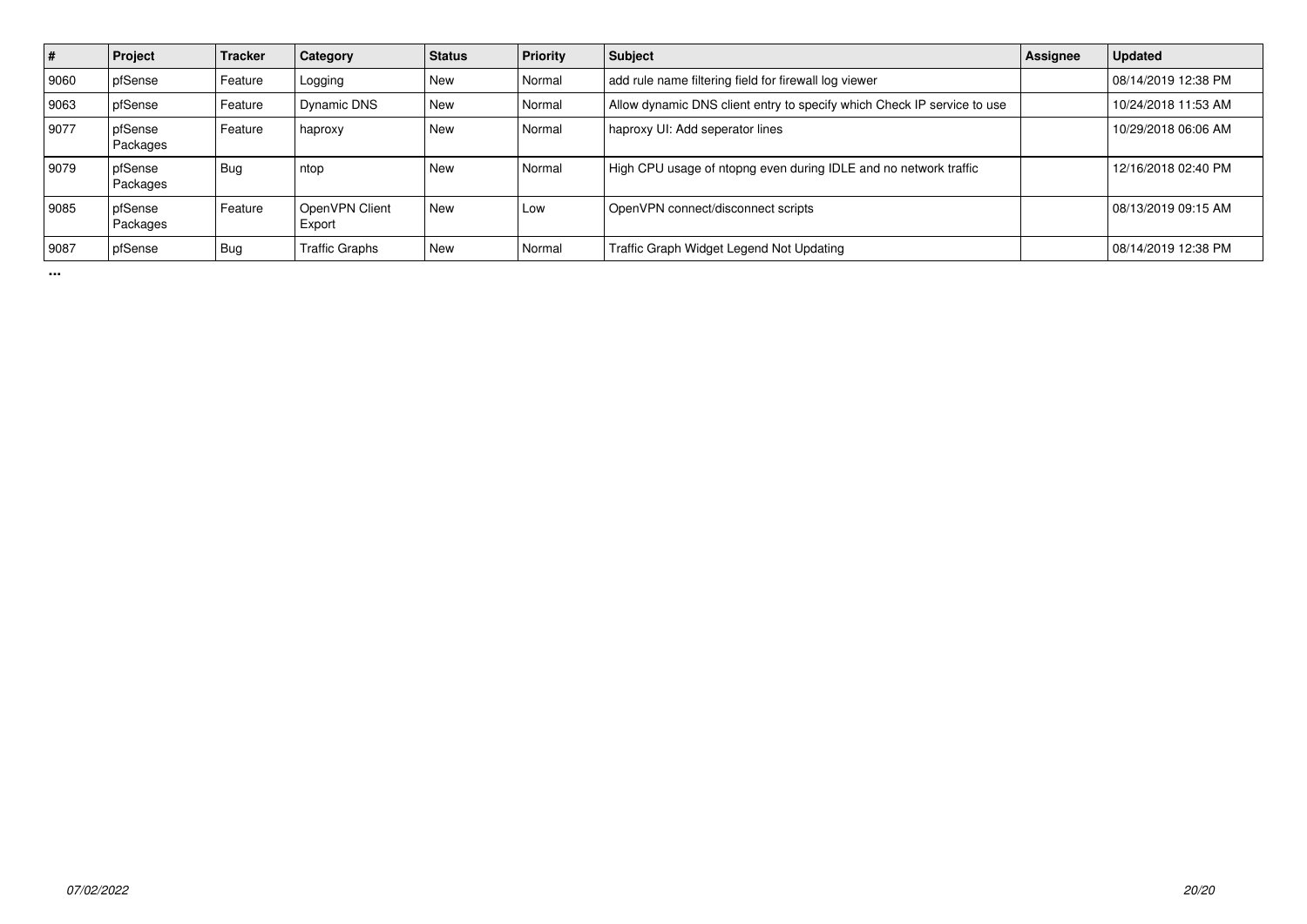| # | Project | Tracker | Category | Status | Priority | Subject | Assignee | Updated |
|---|---|---|---|---|---|---|---|---|
| 9060 | pfSense | Feature | Logging | New | Normal | add rule name filtering field for firewall log viewer | | 08/14/2019 12:38 PM |
| 9063 | pfSense | Feature | Dynamic DNS | New | Normal | Allow dynamic DNS client entry to specify which Check IP service to use | | 10/24/2018 11:53 AM |
| 9077 | pfSense Packages | Feature | haproxy | New | Normal | haproxy UI: Add seperator lines | | 10/29/2018 06:06 AM |
| 9079 | pfSense Packages | Bug | ntop | New | Normal | High CPU usage of ntopng even during IDLE and no network traffic | | 12/16/2018 02:40 PM |
| 9085 | pfSense Packages | Feature | OpenVPN Client Export | New | Low | OpenVPN connect/disconnect scripts | | 08/13/2019 09:15 AM |
| 9087 | pfSense | Bug | Traffic Graphs | New | Normal | Traffic Graph Widget Legend Not Updating | | 08/14/2019 12:38 PM |

...